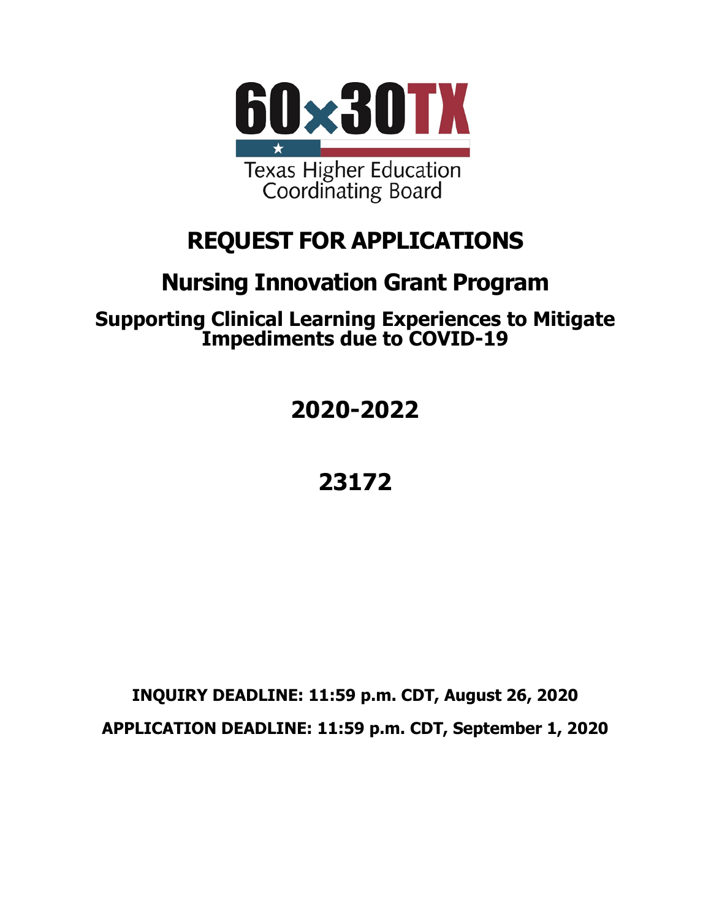60x30TX

Texas Higher Education Coordinating Board

# REQUEST FOR APPLICATIONS

## Nursing Innovation Grant Program

### Supporting Clinical Learning Experiences to Mitigate Impediments due to COVID-19

## 2020-2022

## 23172

**INQUIRY DEADLINE: 11:59 p.m. CDT, August 26, 2020**

**APPLICATION DEADLINE: 11:59 p.m. CDT, September 1, 2020**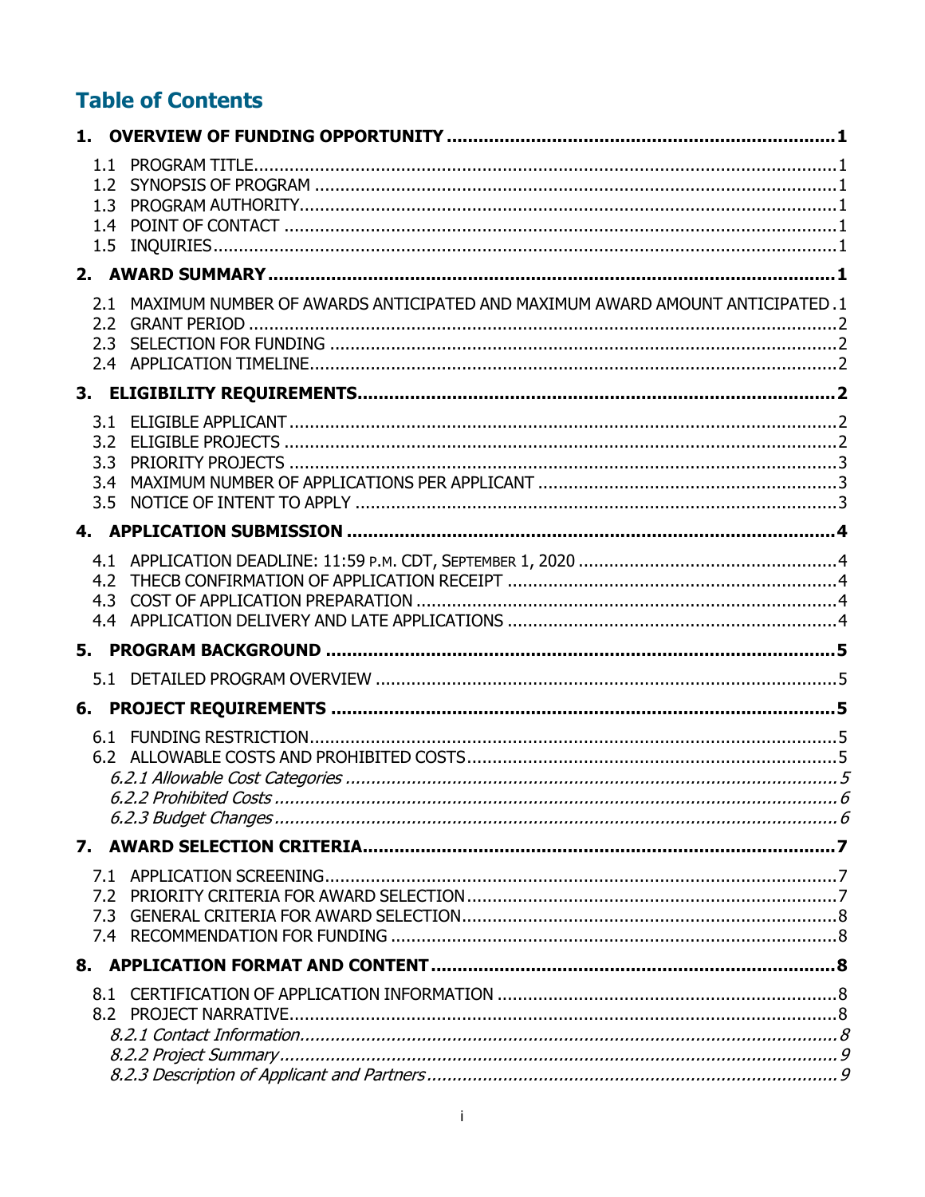# Table of Contents

**1. OVERVIEW OF FUNDING OPPORTUNITY ........................................ 1**

- 1.1 PROGRAM TITLE ........................................ 1
- 1.2 SYNOPSIS OF PROGRAM ........................................ 1
- 1.3 PROGRAM AUTHORITY ........................................ 1
- 1.4 POINT OF CONTACT ........................................ 1
- 1.5 INQUIRIES ........................................ 1

**2. AWARD SUMMARY ........................................ 1**

- 2.1 MAXIMUM NUMBER OF AWARDS ANTICIPATED AND MAXIMUM AWARD AMOUNT ANTICIPATED . 1
- 2.2 GRANT PERIOD ........................................ 2
- 2.3 SELECTION FOR FUNDING ........................................ 2
- 2.4 APPLICATION TIMELINE ........................................ 2

**3. ELIGIBILITY REQUIREMENTS ........................................ 2**

- 3.1 ELIGIBLE APPLICANT ........................................ 2
- 3.2 ELIGIBLE PROJECTS ........................................ 2
- 3.3 PRIORITY PROJECTS ........................................ 3
- 3.4 MAXIMUM NUMBER OF APPLICATIONS PER APPLICANT ........................................ 3
- 3.5 NOTICE OF INTENT TO APPLY ........................................ 3

**4. APPLICATION SUBMISSION ........................................ 4**

- 4.1 APPLICATION DEADLINE: 11:59 P.M. CDT, SEPTEMBER 1, 2020 ........................................ 4
- 4.2 THECB CONFIRMATION OF APPLICATION RECEIPT ........................................ 4
- 4.3 COST OF APPLICATION PREPARATION ........................................ 4
- 4.4 APPLICATION DELIVERY AND LATE APPLICATIONS ........................................ 4

**5. PROGRAM BACKGROUND ........................................ 5**

- 5.1 DETAILED PROGRAM OVERVIEW ........................................ 5

**6. PROJECT REQUIREMENTS ........................................ 5**

- 6.1 FUNDING RESTRICTION ........................................ 5
- 6.2 ALLOWABLE COSTS AND PROHIBITED COSTS ........................................ 5
  - *6.2.1 Allowable Cost Categories ........................................ 5*
  - *6.2.2 Prohibited Costs ........................................ 6*
  - *6.2.3 Budget Changes ........................................ 6*

**7. AWARD SELECTION CRITERIA ........................................ 7**

- 7.1 APPLICATION SCREENING ........................................ 7
- 7.2 PRIORITY CRITERIA FOR AWARD SELECTION ........................................ 7
- 7.3 GENERAL CRITERIA FOR AWARD SELECTION ........................................ 8
- 7.4 RECOMMENDATION FOR FUNDING ........................................ 8

**8. APPLICATION FORMAT AND CONTENT ........................................ 8**

- 8.1 CERTIFICATION OF APPLICATION INFORMATION ........................................ 8
- 8.2 PROJECT NARRATIVE ........................................ 8
  - *8.2.1 Contact Information ........................................ 8*
  - *8.2.2 Project Summary ........................................ 9*
  - *8.2.3 Description of Applicant and Partners ........................................ 9*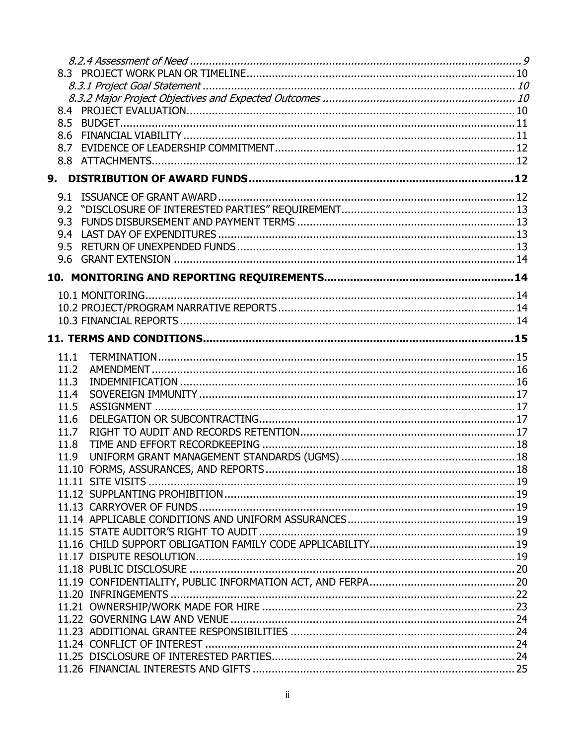*8.2.4 Assessment of Need* .......... 9

8.3 PROJECT WORK PLAN OR TIMELINE .......... 10

*8.3.1 Project Goal Statement* .......... 10

*8.3.2 Major Project Objectives and Expected Outcomes* .......... 10

8.4 PROJECT EVALUATION .......... 10

8.5 BUDGET .......... 11

8.6 FINANCIAL VIABILITY .......... 11

8.7 EVIDENCE OF LEADERSHIP COMMITMENT .......... 12

8.8 ATTACHMENTS .......... 12

**9. DISTRIBUTION OF AWARD FUNDS .......... 12**

9.1 ISSUANCE OF GRANT AWARD .......... 12

9.2 "DISCLOSURE OF INTERESTED PARTIES" REQUIREMENT .......... 13

9.3 FUNDS DISBURSEMENT AND PAYMENT TERMS .......... 13

9.4 LAST DAY OF EXPENDITURES .......... 13

9.5 RETURN OF UNEXPENDED FUNDS .......... 13

9.6 GRANT EXTENSION .......... 14

**10. MONITORING AND REPORTING REQUIREMENTS .......... 14**

10.1 MONITORING .......... 14

10.2 PROJECT/PROGRAM NARRATIVE REPORTS .......... 14

10.3 FINANCIAL REPORTS .......... 14

**11. TERMS AND CONDITIONS .......... 15**

11.1 TERMINATION .......... 15

11.2 AMENDMENT .......... 16

11.3 INDEMNIFICATION .......... 16

11.4 SOVEREIGN IMMUNITY .......... 17

11.5 ASSIGNMENT .......... 17

11.6 DELEGATION OR SUBCONTRACTING .......... 17

11.7 RIGHT TO AUDIT AND RECORDS RETENTION .......... 17

11.8 TIME AND EFFORT RECORDKEEPING .......... 18

11.9 UNIFORM GRANT MANAGEMENT STANDARDS (UGMS) .......... 18

11.10 FORMS, ASSURANCES, AND REPORTS .......... 18

11.11 SITE VISITS .......... 19

11.12 SUPPLANTING PROHIBITION .......... 19

11.13 CARRYOVER OF FUNDS .......... 19

11.14 APPLICABLE CONDITIONS AND UNIFORM ASSURANCES .......... 19

11.15 STATE AUDITOR'S RIGHT TO AUDIT .......... 19

11.16 CHILD SUPPORT OBLIGATION FAMILY CODE APPLICABILITY .......... 19

11.17 DISPUTE RESOLUTION .......... 19

11.18 PUBLIC DISCLOSURE .......... 20

11.19 CONFIDENTIALITY, PUBLIC INFORMATION ACT, AND FERPA .......... 20

11.20 INFRINGEMENTS .......... 22

11.21 OWNERSHIP/WORK MADE FOR HIRE .......... 23

11.22 GOVERNING LAW AND VENUE .......... 24

11.23 ADDITIONAL GRANTEE RESPONSIBILITIES .......... 24

11.24 CONFLICT OF INTEREST .......... 24

11.25 DISCLOSURE OF INTERESTED PARTIES .......... 24

11.26 FINANCIAL INTERESTS AND GIFTS .......... 25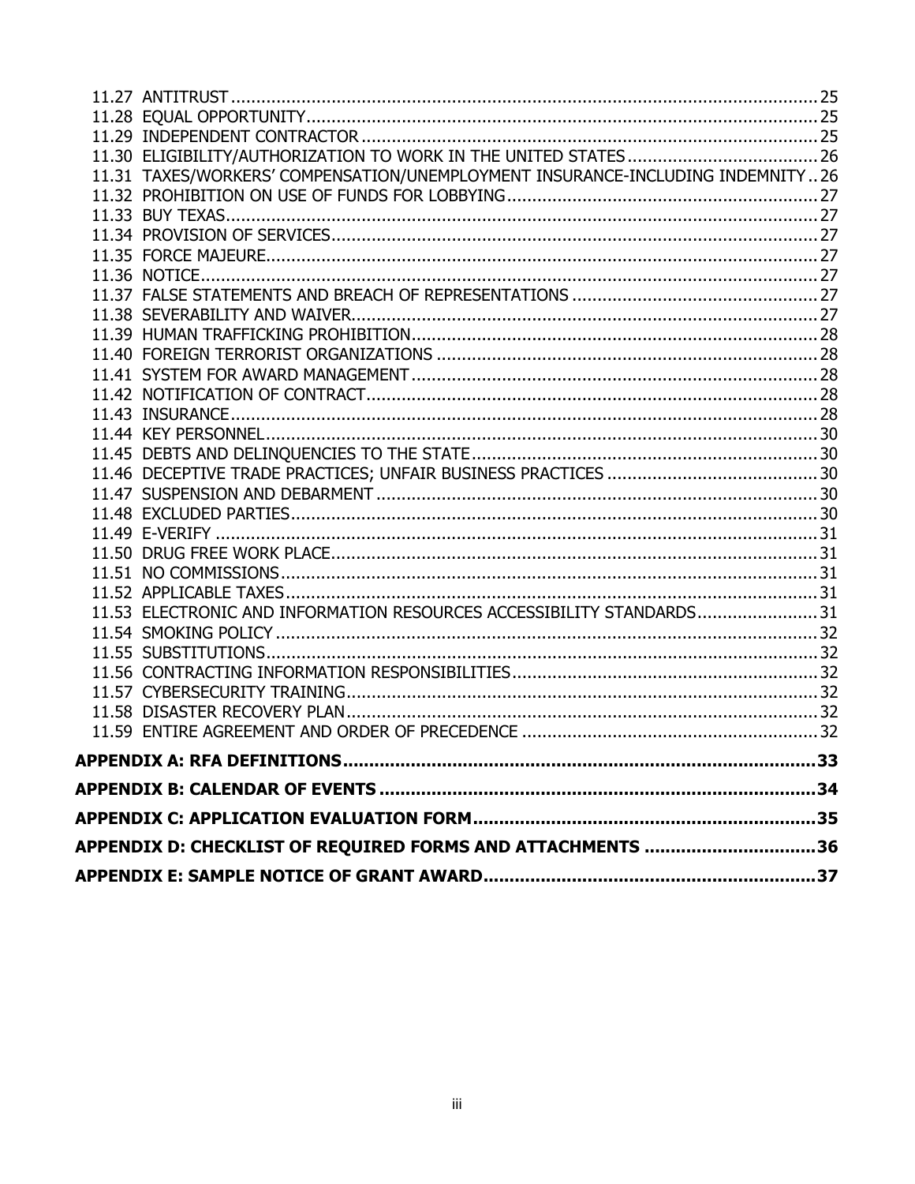11.27 ANTITRUST .......... 25
11.28 EQUAL OPPORTUNITY .......... 25
11.29 INDEPENDENT CONTRACTOR .......... 25
11.30 ELIGIBILITY/AUTHORIZATION TO WORK IN THE UNITED STATES .......... 26
11.31 TAXES/WORKERS' COMPENSATION/UNEMPLOYMENT INSURANCE-INCLUDING INDEMNITY .. 26
11.32 PROHIBITION ON USE OF FUNDS FOR LOBBYING .......... 27
11.33 BUY TEXAS .......... 27
11.34 PROVISION OF SERVICES .......... 27
11.35 FORCE MAJEURE .......... 27
11.36 NOTICE .......... 27
11.37 FALSE STATEMENTS AND BREACH OF REPRESENTATIONS .......... 27
11.38 SEVERABILITY AND WAIVER .......... 27
11.39 HUMAN TRAFFICKING PROHIBITION .......... 28
11.40 FOREIGN TERRORIST ORGANIZATIONS .......... 28
11.41 SYSTEM FOR AWARD MANAGEMENT .......... 28
11.42 NOTIFICATION OF CONTRACT .......... 28
11.43 INSURANCE .......... 28
11.44 KEY PERSONNEL .......... 30
11.45 DEBTS AND DELINQUENCIES TO THE STATE .......... 30
11.46 DECEPTIVE TRADE PRACTICES; UNFAIR BUSINESS PRACTICES .......... 30
11.47 SUSPENSION AND DEBARMENT .......... 30
11.48 EXCLUDED PARTIES .......... 30
11.49 E-VERIFY .......... 31
11.50 DRUG FREE WORK PLACE .......... 31
11.51 NO COMMISSIONS .......... 31
11.52 APPLICABLE TAXES .......... 31
11.53 ELECTRONIC AND INFORMATION RESOURCES ACCESSIBILITY STANDARDS .......... 31
11.54 SMOKING POLICY .......... 32
11.55 SUBSTITUTIONS .......... 32
11.56 CONTRACTING INFORMATION RESPONSIBILITIES .......... 32
11.57 CYBERSECURITY TRAINING .......... 32
11.58 DISASTER RECOVERY PLAN .......... 32
11.59 ENTIRE AGREEMENT AND ORDER OF PRECEDENCE .......... 32

**APPENDIX A: RFA DEFINITIONS .......... 33**

**APPENDIX B: CALENDAR OF EVENTS .......... 34**

**APPENDIX C: APPLICATION EVALUATION FORM .......... 35**

**APPENDIX D: CHECKLIST OF REQUIRED FORMS AND ATTACHMENTS .......... 36**

**APPENDIX E: SAMPLE NOTICE OF GRANT AWARD .......... 37**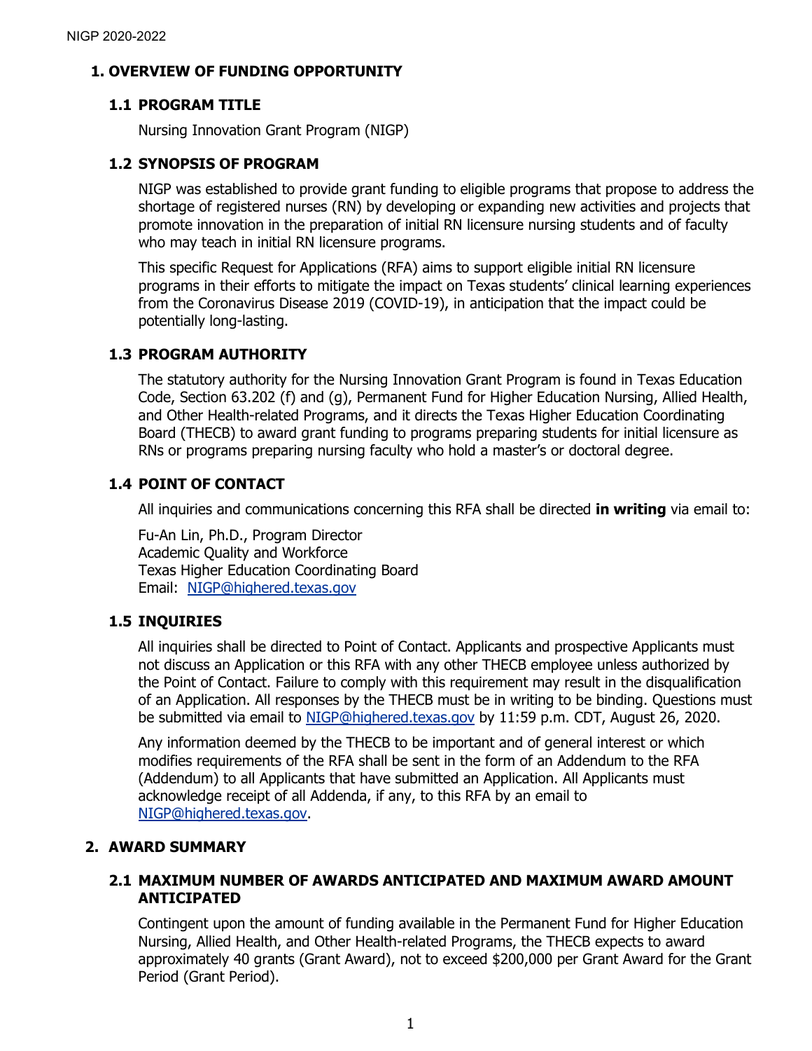# 1. OVERVIEW OF FUNDING OPPORTUNITY

## 1.1 PROGRAM TITLE

Nursing Innovation Grant Program (NIGP)

## 1.2 SYNOPSIS OF PROGRAM

NIGP was established to provide grant funding to eligible programs that propose to address the shortage of registered nurses (RN) by developing or expanding new activities and projects that promote innovation in the preparation of initial RN licensure nursing students and of faculty who may teach in initial RN licensure programs.

This specific Request for Applications (RFA) aims to support eligible initial RN licensure programs in their efforts to mitigate the impact on Texas students' clinical learning experiences from the Coronavirus Disease 2019 (COVID-19), in anticipation that the impact could be potentially long-lasting.

## 1.3 PROGRAM AUTHORITY

The statutory authority for the Nursing Innovation Grant Program is found in Texas Education Code, Section 63.202 (f) and (g), Permanent Fund for Higher Education Nursing, Allied Health, and Other Health-related Programs, and it directs the Texas Higher Education Coordinating Board (THECB) to award grant funding to programs preparing students for initial licensure as RNs or programs preparing nursing faculty who hold a master's or doctoral degree.

## 1.4 POINT OF CONTACT

All inquiries and communications concerning this RFA shall be directed **in writing** via email to:

Fu-An Lin, Ph.D., Program Director
Academic Quality and Workforce
Texas Higher Education Coordinating Board
Email: NIGP@highered.texas.gov

## 1.5 INQUIRIES

All inquiries shall be directed to Point of Contact. Applicants and prospective Applicants must not discuss an Application or this RFA with any other THECB employee unless authorized by the Point of Contact. Failure to comply with this requirement may result in the disqualification of an Application. All responses by the THECB must be in writing to be binding. Questions must be submitted via email to NIGP@highered.texas.gov by 11:59 p.m. CDT, August 26, 2020.

Any information deemed by the THECB to be important and of general interest or which modifies requirements of the RFA shall be sent in the form of an Addendum to the RFA (Addendum) to all Applicants that have submitted an Application. All Applicants must acknowledge receipt of all Addenda, if any, to this RFA by an email to NIGP@highered.texas.gov.

# 2. AWARD SUMMARY

## 2.1 MAXIMUM NUMBER OF AWARDS ANTICIPATED AND MAXIMUM AWARD AMOUNT ANTICIPATED

Contingent upon the amount of funding available in the Permanent Fund for Higher Education Nursing, Allied Health, and Other Health-related Programs, the THECB expects to award approximately 40 grants (Grant Award), not to exceed $200,000 per Grant Award for the Grant Period (Grant Period).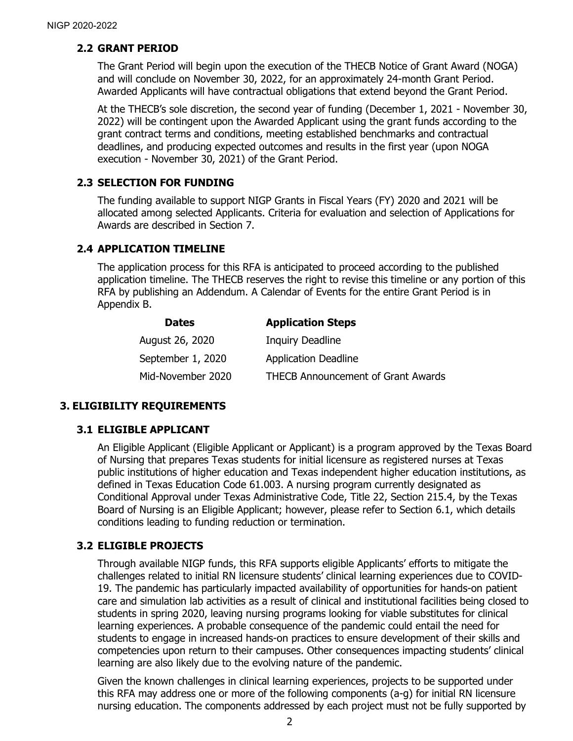### 2.2 GRANT PERIOD

The Grant Period will begin upon the execution of the THECB Notice of Grant Award (NOGA) and will conclude on November 30, 2022, for an approximately 24-month Grant Period. Awarded Applicants will have contractual obligations that extend beyond the Grant Period.

At the THECB's sole discretion, the second year of funding (December 1, 2021 - November 30, 2022) will be contingent upon the Awarded Applicant using the grant funds according to the grant contract terms and conditions, meeting established benchmarks and contractual deadlines, and producing expected outcomes and results in the first year (upon NOGA execution - November 30, 2021) of the Grant Period.

### 2.3 SELECTION FOR FUNDING

The funding available to support NIGP Grants in Fiscal Years (FY) 2020 and 2021 will be allocated among selected Applicants. Criteria for evaluation and selection of Applications for Awards are described in Section 7.

### 2.4 APPLICATION TIMELINE

The application process for this RFA is anticipated to proceed according to the published application timeline. The THECB reserves the right to revise this timeline or any portion of this RFA by publishing an Addendum. A Calendar of Events for the entire Grant Period is in Appendix B.

| Dates | Application Steps |
|---|---|
| August 26, 2020 | Inquiry Deadline |
| September 1, 2020 | Application Deadline |
| Mid-November 2020 | THECB Announcement of Grant Awards |

## 3. ELIGIBILITY REQUIREMENTS

### 3.1 ELIGIBLE APPLICANT

An Eligible Applicant (Eligible Applicant or Applicant) is a program approved by the Texas Board of Nursing that prepares Texas students for initial licensure as registered nurses at Texas public institutions of higher education and Texas independent higher education institutions, as defined in Texas Education Code 61.003. A nursing program currently designated as Conditional Approval under Texas Administrative Code, Title 22, Section 215.4, by the Texas Board of Nursing is an Eligible Applicant; however, please refer to Section 6.1, which details conditions leading to funding reduction or termination.

### 3.2 ELIGIBLE PROJECTS

Through available NIGP funds, this RFA supports eligible Applicants' efforts to mitigate the challenges related to initial RN licensure students' clinical learning experiences due to COVID-19. The pandemic has particularly impacted availability of opportunities for hands-on patient care and simulation lab activities as a result of clinical and institutional facilities being closed to students in spring 2020, leaving nursing programs looking for viable substitutes for clinical learning experiences. A probable consequence of the pandemic could entail the need for students to engage in increased hands-on practices to ensure development of their skills and competencies upon return to their campuses. Other consequences impacting students' clinical learning are also likely due to the evolving nature of the pandemic.

Given the known challenges in clinical learning experiences, projects to be supported under this RFA may address one or more of the following components (a-g) for initial RN licensure nursing education. The components addressed by each project must not be fully supported by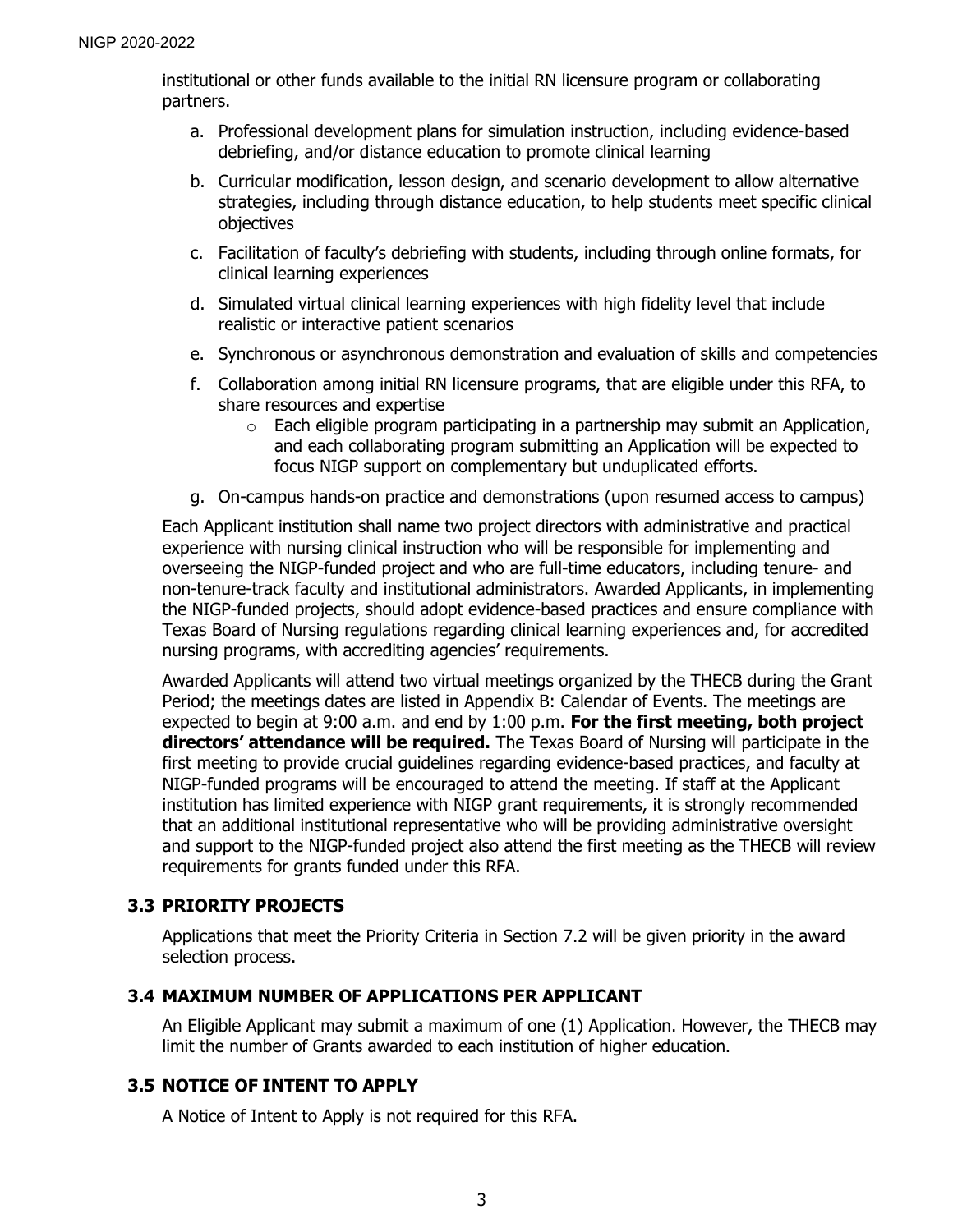institutional or other funds available to the initial RN licensure program or collaborating partners.

a. Professional development plans for simulation instruction, including evidence-based debriefing, and/or distance education to promote clinical learning
b. Curricular modification, lesson design, and scenario development to allow alternative strategies, including through distance education, to help students meet specific clinical objectives
c. Facilitation of faculty's debriefing with students, including through online formats, for clinical learning experiences
d. Simulated virtual clinical learning experiences with high fidelity level that include realistic or interactive patient scenarios
e. Synchronous or asynchronous demonstration and evaluation of skills and competencies
f. Collaboration among initial RN licensure programs, that are eligible under this RFA, to share resources and expertise
   - Each eligible program participating in a partnership may submit an Application, and each collaborating program submitting an Application will be expected to focus NIGP support on complementary but unduplicated efforts.
g. On-campus hands-on practice and demonstrations (upon resumed access to campus)

Each Applicant institution shall name two project directors with administrative and practical experience with nursing clinical instruction who will be responsible for implementing and overseeing the NIGP-funded project and who are full-time educators, including tenure- and non-tenure-track faculty and institutional administrators. Awarded Applicants, in implementing the NIGP-funded projects, should adopt evidence-based practices and ensure compliance with Texas Board of Nursing regulations regarding clinical learning experiences and, for accredited nursing programs, with accrediting agencies' requirements.

Awarded Applicants will attend two virtual meetings organized by the THECB during the Grant Period; the meetings dates are listed in Appendix B: Calendar of Events. The meetings are expected to begin at 9:00 a.m. and end by 1:00 p.m. **For the first meeting, both project directors' attendance will be required.** The Texas Board of Nursing will participate in the first meeting to provide crucial guidelines regarding evidence-based practices, and faculty at NIGP-funded programs will be encouraged to attend the meeting. If staff at the Applicant institution has limited experience with NIGP grant requirements, it is strongly recommended that an additional institutional representative who will be providing administrative oversight and support to the NIGP-funded project also attend the first meeting as the THECB will review requirements for grants funded under this RFA.

### 3.3 PRIORITY PROJECTS

Applications that meet the Priority Criteria in Section 7.2 will be given priority in the award selection process.

### 3.4 MAXIMUM NUMBER OF APPLICATIONS PER APPLICANT

An Eligible Applicant may submit a maximum of one (1) Application. However, the THECB may limit the number of Grants awarded to each institution of higher education.

### 3.5 NOTICE OF INTENT TO APPLY

A Notice of Intent to Apply is not required for this RFA.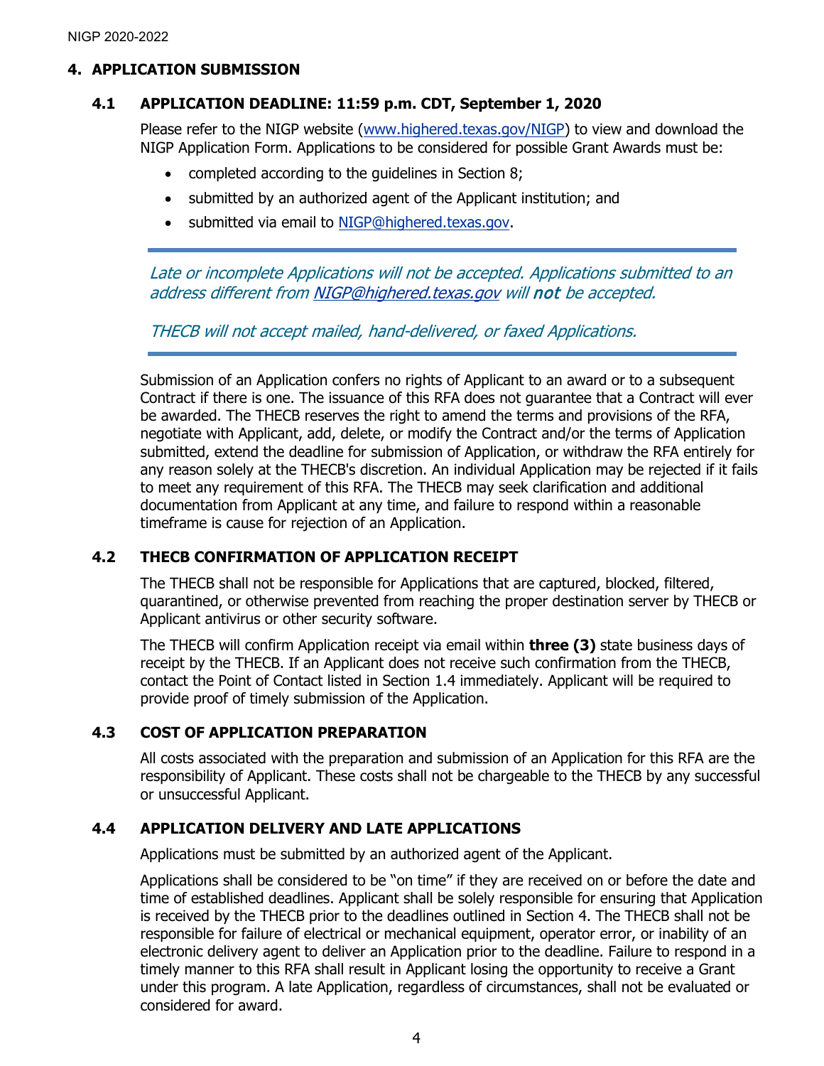## 4. APPLICATION SUBMISSION

### 4.1 APPLICATION DEADLINE: 11:59 p.m. CDT, September 1, 2020

Please refer to the NIGP website (www.highered.texas.gov/NIGP) to view and download the NIGP Application Form. Applications to be considered for possible Grant Awards must be:

- completed according to the guidelines in Section 8;
- submitted by an authorized agent of the Applicant institution; and
- submitted via email to NIGP@highered.texas.gov.

---

*Late or incomplete Applications will not be accepted. Applications submitted to an address different from NIGP@highered.texas.gov will **not** be accepted.*

*THECB will not accept mailed, hand-delivered, or faxed Applications.*

---

Submission of an Application confers no rights of Applicant to an award or to a subsequent Contract if there is one. The issuance of this RFA does not guarantee that a Contract will ever be awarded. The THECB reserves the right to amend the terms and provisions of the RFA, negotiate with Applicant, add, delete, or modify the Contract and/or the terms of Application submitted, extend the deadline for submission of Application, or withdraw the RFA entirely for any reason solely at the THECB's discretion. An individual Application may be rejected if it fails to meet any requirement of this RFA. The THECB may seek clarification and additional documentation from Applicant at any time, and failure to respond within a reasonable timeframe is cause for rejection of an Application.

### 4.2 THECB CONFIRMATION OF APPLICATION RECEIPT

The THECB shall not be responsible for Applications that are captured, blocked, filtered, quarantined, or otherwise prevented from reaching the proper destination server by THECB or Applicant antivirus or other security software.

The THECB will confirm Application receipt via email within **three (3)** state business days of receipt by the THECB. If an Applicant does not receive such confirmation from the THECB, contact the Point of Contact listed in Section 1.4 immediately. Applicant will be required to provide proof of timely submission of the Application.

### 4.3 COST OF APPLICATION PREPARATION

All costs associated with the preparation and submission of an Application for this RFA are the responsibility of Applicant. These costs shall not be chargeable to the THECB by any successful or unsuccessful Applicant.

### 4.4 APPLICATION DELIVERY AND LATE APPLICATIONS

Applications must be submitted by an authorized agent of the Applicant.

Applications shall be considered to be "on time" if they are received on or before the date and time of established deadlines. Applicant shall be solely responsible for ensuring that Application is received by the THECB prior to the deadlines outlined in Section 4. The THECB shall not be responsible for failure of electrical or mechanical equipment, operator error, or inability of an electronic delivery agent to deliver an Application prior to the deadline. Failure to respond in a timely manner to this RFA shall result in Applicant losing the opportunity to receive a Grant under this program. A late Application, regardless of circumstances, shall not be evaluated or considered for award.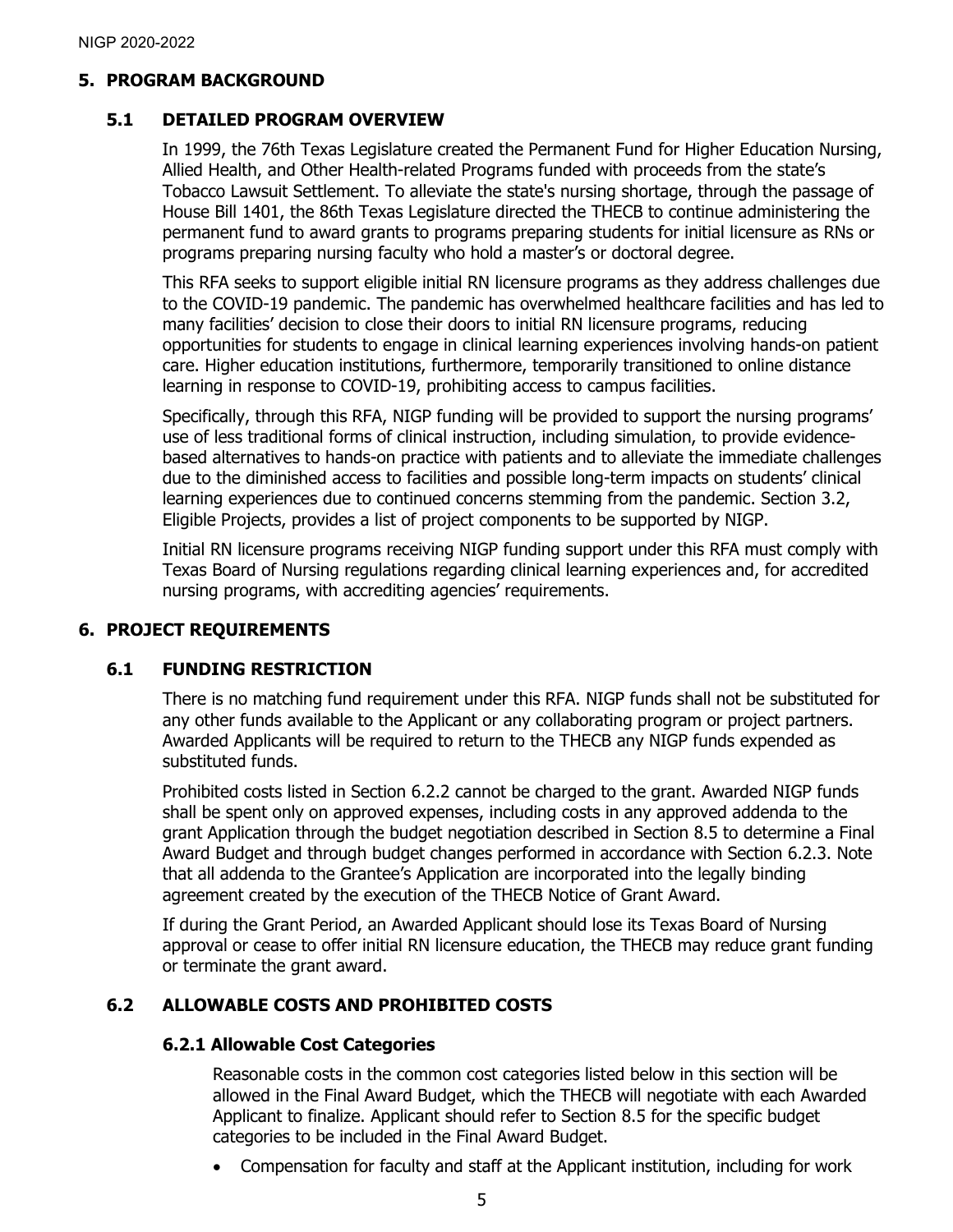## 5. PROGRAM BACKGROUND

### 5.1 DETAILED PROGRAM OVERVIEW

In 1999, the 76th Texas Legislature created the Permanent Fund for Higher Education Nursing, Allied Health, and Other Health-related Programs funded with proceeds from the state's Tobacco Lawsuit Settlement. To alleviate the state's nursing shortage, through the passage of House Bill 1401, the 86th Texas Legislature directed the THECB to continue administering the permanent fund to award grants to programs preparing students for initial licensure as RNs or programs preparing nursing faculty who hold a master's or doctoral degree.

This RFA seeks to support eligible initial RN licensure programs as they address challenges due to the COVID-19 pandemic. The pandemic has overwhelmed healthcare facilities and has led to many facilities' decision to close their doors to initial RN licensure programs, reducing opportunities for students to engage in clinical learning experiences involving hands-on patient care. Higher education institutions, furthermore, temporarily transitioned to online distance learning in response to COVID-19, prohibiting access to campus facilities.

Specifically, through this RFA, NIGP funding will be provided to support the nursing programs' use of less traditional forms of clinical instruction, including simulation, to provide evidence-based alternatives to hands-on practice with patients and to alleviate the immediate challenges due to the diminished access to facilities and possible long-term impacts on students' clinical learning experiences due to continued concerns stemming from the pandemic. Section 3.2, Eligible Projects, provides a list of project components to be supported by NIGP.

Initial RN licensure programs receiving NIGP funding support under this RFA must comply with Texas Board of Nursing regulations regarding clinical learning experiences and, for accredited nursing programs, with accrediting agencies' requirements.

## 6. PROJECT REQUIREMENTS

### 6.1 FUNDING RESTRICTION

There is no matching fund requirement under this RFA. NIGP funds shall not be substituted for any other funds available to the Applicant or any collaborating program or project partners. Awarded Applicants will be required to return to the THECB any NIGP funds expended as substituted funds.

Prohibited costs listed in Section 6.2.2 cannot be charged to the grant. Awarded NIGP funds shall be spent only on approved expenses, including costs in any approved addenda to the grant Application through the budget negotiation described in Section 8.5 to determine a Final Award Budget and through budget changes performed in accordance with Section 6.2.3. Note that all addenda to the Grantee's Application are incorporated into the legally binding agreement created by the execution of the THECB Notice of Grant Award.

If during the Grant Period, an Awarded Applicant should lose its Texas Board of Nursing approval or cease to offer initial RN licensure education, the THECB may reduce grant funding or terminate the grant award.

### 6.2 ALLOWABLE COSTS AND PROHIBITED COSTS

#### 6.2.1 Allowable Cost Categories

Reasonable costs in the common cost categories listed below in this section will be allowed in the Final Award Budget, which the THECB will negotiate with each Awarded Applicant to finalize. Applicant should refer to Section 8.5 for the specific budget categories to be included in the Final Award Budget.

- Compensation for faculty and staff at the Applicant institution, including for work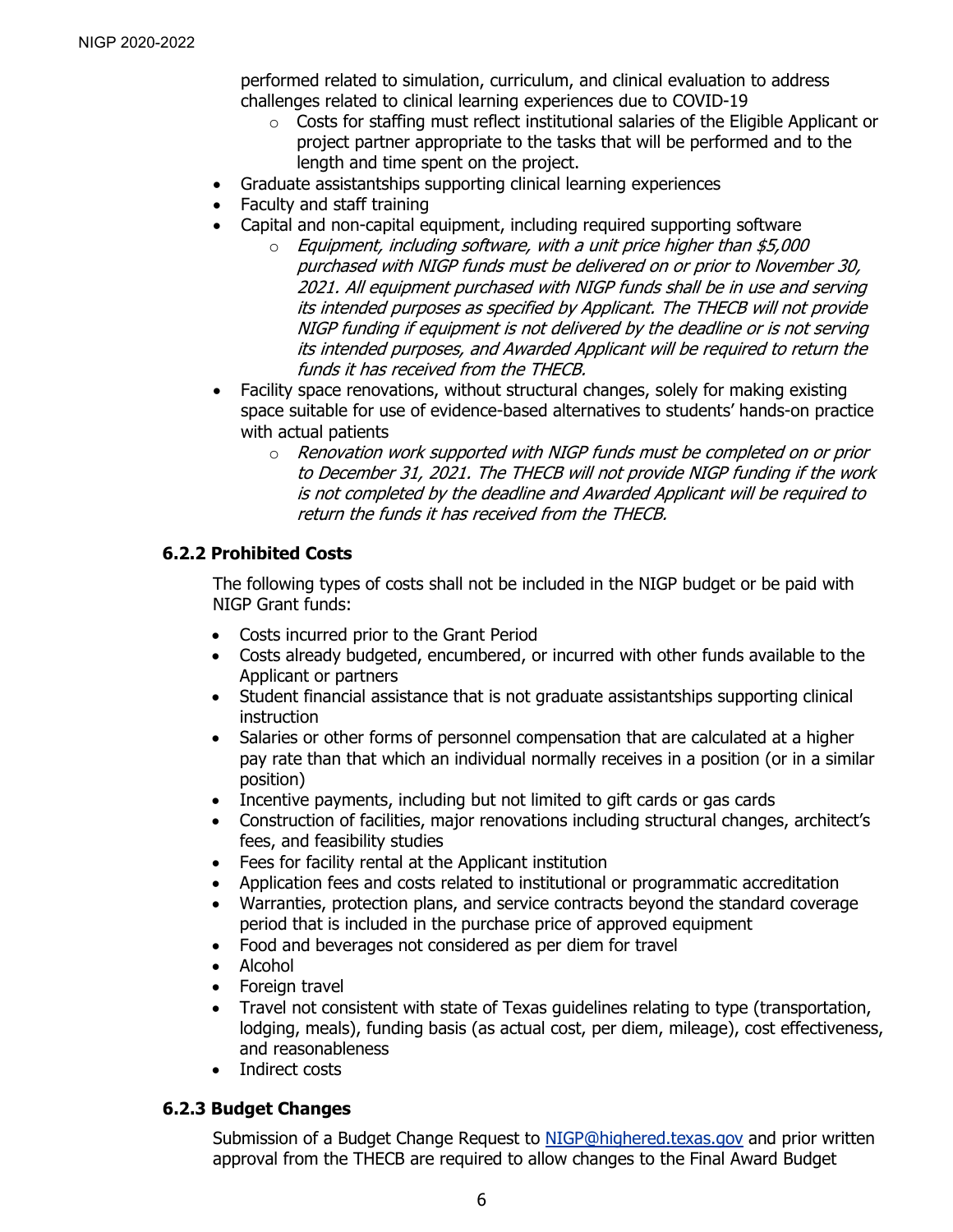performed related to simulation, curriculum, and clinical evaluation to address challenges related to clinical learning experiences due to COVID-19
  - Costs for staffing must reflect institutional salaries of the Eligible Applicant or project partner appropriate to the tasks that will be performed and to the length and time spent on the project.
- Graduate assistantships supporting clinical learning experiences
- Faculty and staff training
- Capital and non-capital equipment, including required supporting software
  - *Equipment, including software, with a unit price higher than $5,000 purchased with NIGP funds must be delivered on or prior to November 30, 2021. All equipment purchased with NIGP funds shall be in use and serving its intended purposes as specified by Applicant. The THECB will not provide NIGP funding if equipment is not delivered by the deadline or is not serving its intended purposes, and Awarded Applicant will be required to return the funds it has received from the THECB.*
- Facility space renovations, without structural changes, solely for making existing space suitable for use of evidence-based alternatives to students' hands-on practice with actual patients
  - *Renovation work supported with NIGP funds must be completed on or prior to December 31, 2021. The THECB will not provide NIGP funding if the work is not completed by the deadline and Awarded Applicant will be required to return the funds it has received from the THECB.*

### 6.2.2 Prohibited Costs

The following types of costs shall not be included in the NIGP budget or be paid with NIGP Grant funds:

- Costs incurred prior to the Grant Period
- Costs already budgeted, encumbered, or incurred with other funds available to the Applicant or partners
- Student financial assistance that is not graduate assistantships supporting clinical instruction
- Salaries or other forms of personnel compensation that are calculated at a higher pay rate than that which an individual normally receives in a position (or in a similar position)
- Incentive payments, including but not limited to gift cards or gas cards
- Construction of facilities, major renovations including structural changes, architect's fees, and feasibility studies
- Fees for facility rental at the Applicant institution
- Application fees and costs related to institutional or programmatic accreditation
- Warranties, protection plans, and service contracts beyond the standard coverage period that is included in the purchase price of approved equipment
- Food and beverages not considered as per diem for travel
- Alcohol
- Foreign travel
- Travel not consistent with state of Texas guidelines relating to type (transportation, lodging, meals), funding basis (as actual cost, per diem, mileage), cost effectiveness, and reasonableness
- Indirect costs

### 6.2.3 Budget Changes

Submission of a Budget Change Request to NIGP@highered.texas.gov and prior written approval from the THECB are required to allow changes to the Final Award Budget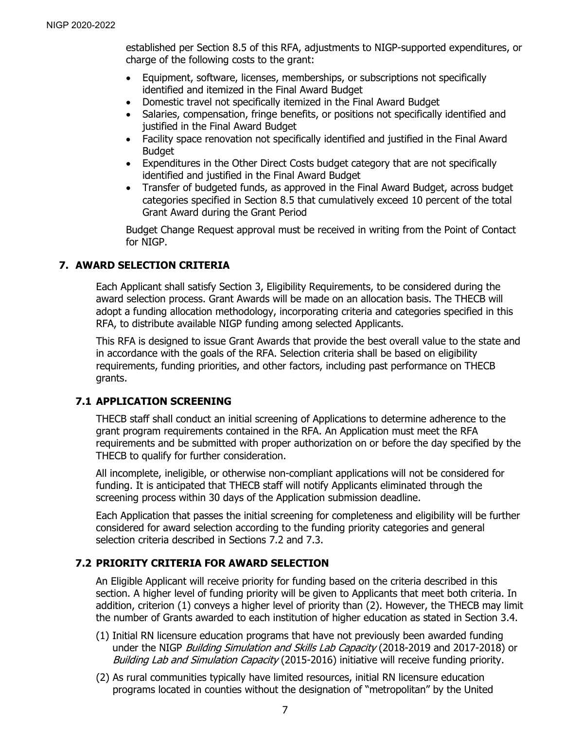established per Section 8.5 of this RFA, adjustments to NIGP-supported expenditures, or charge of the following costs to the grant:

- Equipment, software, licenses, memberships, or subscriptions not specifically identified and itemized in the Final Award Budget
- Domestic travel not specifically itemized in the Final Award Budget
- Salaries, compensation, fringe benefits, or positions not specifically identified and justified in the Final Award Budget
- Facility space renovation not specifically identified and justified in the Final Award Budget
- Expenditures in the Other Direct Costs budget category that are not specifically identified and justified in the Final Award Budget
- Transfer of budgeted funds, as approved in the Final Award Budget, across budget categories specified in Section 8.5 that cumulatively exceed 10 percent of the total Grant Award during the Grant Period

Budget Change Request approval must be received in writing from the Point of Contact for NIGP.

## 7. AWARD SELECTION CRITERIA

Each Applicant shall satisfy Section 3, Eligibility Requirements, to be considered during the award selection process. Grant Awards will be made on an allocation basis. The THECB will adopt a funding allocation methodology, incorporating criteria and categories specified in this RFA, to distribute available NIGP funding among selected Applicants.

This RFA is designed to issue Grant Awards that provide the best overall value to the state and in accordance with the goals of the RFA. Selection criteria shall be based on eligibility requirements, funding priorities, and other factors, including past performance on THECB grants.

### 7.1 APPLICATION SCREENING

THECB staff shall conduct an initial screening of Applications to determine adherence to the grant program requirements contained in the RFA. An Application must meet the RFA requirements and be submitted with proper authorization on or before the day specified by the THECB to qualify for further consideration.

All incomplete, ineligible, or otherwise non-compliant applications will not be considered for funding. It is anticipated that THECB staff will notify Applicants eliminated through the screening process within 30 days of the Application submission deadline.

Each Application that passes the initial screening for completeness and eligibility will be further considered for award selection according to the funding priority categories and general selection criteria described in Sections 7.2 and 7.3.

### 7.2 PRIORITY CRITERIA FOR AWARD SELECTION

An Eligible Applicant will receive priority for funding based on the criteria described in this section. A higher level of funding priority will be given to Applicants that meet both criteria. In addition, criterion (1) conveys a higher level of priority than (2). However, the THECB may limit the number of Grants awarded to each institution of higher education as stated in Section 3.4.

(1) Initial RN licensure education programs that have not previously been awarded funding under the NIGP *Building Simulation and Skills Lab Capacity* (2018-2019 and 2017-2018) or *Building Lab and Simulation Capacity* (2015-2016) initiative will receive funding priority.

(2) As rural communities typically have limited resources, initial RN licensure education programs located in counties without the designation of "metropolitan" by the United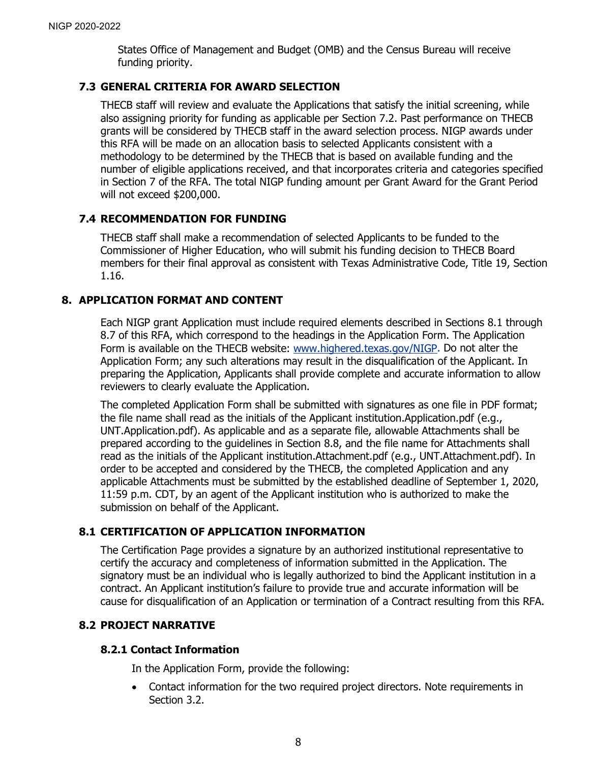States Office of Management and Budget (OMB) and the Census Bureau will receive funding priority.

### 7.3 GENERAL CRITERIA FOR AWARD SELECTION

THECB staff will review and evaluate the Applications that satisfy the initial screening, while also assigning priority for funding as applicable per Section 7.2. Past performance on THECB grants will be considered by THECB staff in the award selection process. NIGP awards under this RFA will be made on an allocation basis to selected Applicants consistent with a methodology to be determined by the THECB that is based on available funding and the number of eligible applications received, and that incorporates criteria and categories specified in Section 7 of the RFA. The total NIGP funding amount per Grant Award for the Grant Period will not exceed $200,000.

### 7.4 RECOMMENDATION FOR FUNDING

THECB staff shall make a recommendation of selected Applicants to be funded to the Commissioner of Higher Education, who will submit his funding decision to THECB Board members for their final approval as consistent with Texas Administrative Code, Title 19, Section 1.16.

## 8. APPLICATION FORMAT AND CONTENT

Each NIGP grant Application must include required elements described in Sections 8.1 through 8.7 of this RFA, which correspond to the headings in the Application Form. The Application Form is available on the THECB website: [www.highered.texas.gov/NIGP](www.highered.texas.gov/NIGP). Do not alter the Application Form; any such alterations may result in the disqualification of the Applicant. In preparing the Application, Applicants shall provide complete and accurate information to allow reviewers to clearly evaluate the Application.

The completed Application Form shall be submitted with signatures as one file in PDF format; the file name shall read as the initials of the Applicant institution.Application.pdf (e.g., UNT.Application.pdf). As applicable and as a separate file, allowable Attachments shall be prepared according to the guidelines in Section 8.8, and the file name for Attachments shall read as the initials of the Applicant institution.Attachment.pdf (e.g., UNT.Attachment.pdf). In order to be accepted and considered by the THECB, the completed Application and any applicable Attachments must be submitted by the established deadline of September 1, 2020, 11:59 p.m. CDT, by an agent of the Applicant institution who is authorized to make the submission on behalf of the Applicant.

### 8.1 CERTIFICATION OF APPLICATION INFORMATION

The Certification Page provides a signature by an authorized institutional representative to certify the accuracy and completeness of information submitted in the Application. The signatory must be an individual who is legally authorized to bind the Applicant institution in a contract. An Applicant institution's failure to provide true and accurate information will be cause for disqualification of an Application or termination of a Contract resulting from this RFA.

### 8.2 PROJECT NARRATIVE

#### 8.2.1 Contact Information

In the Application Form, provide the following:

- Contact information for the two required project directors. Note requirements in Section 3.2.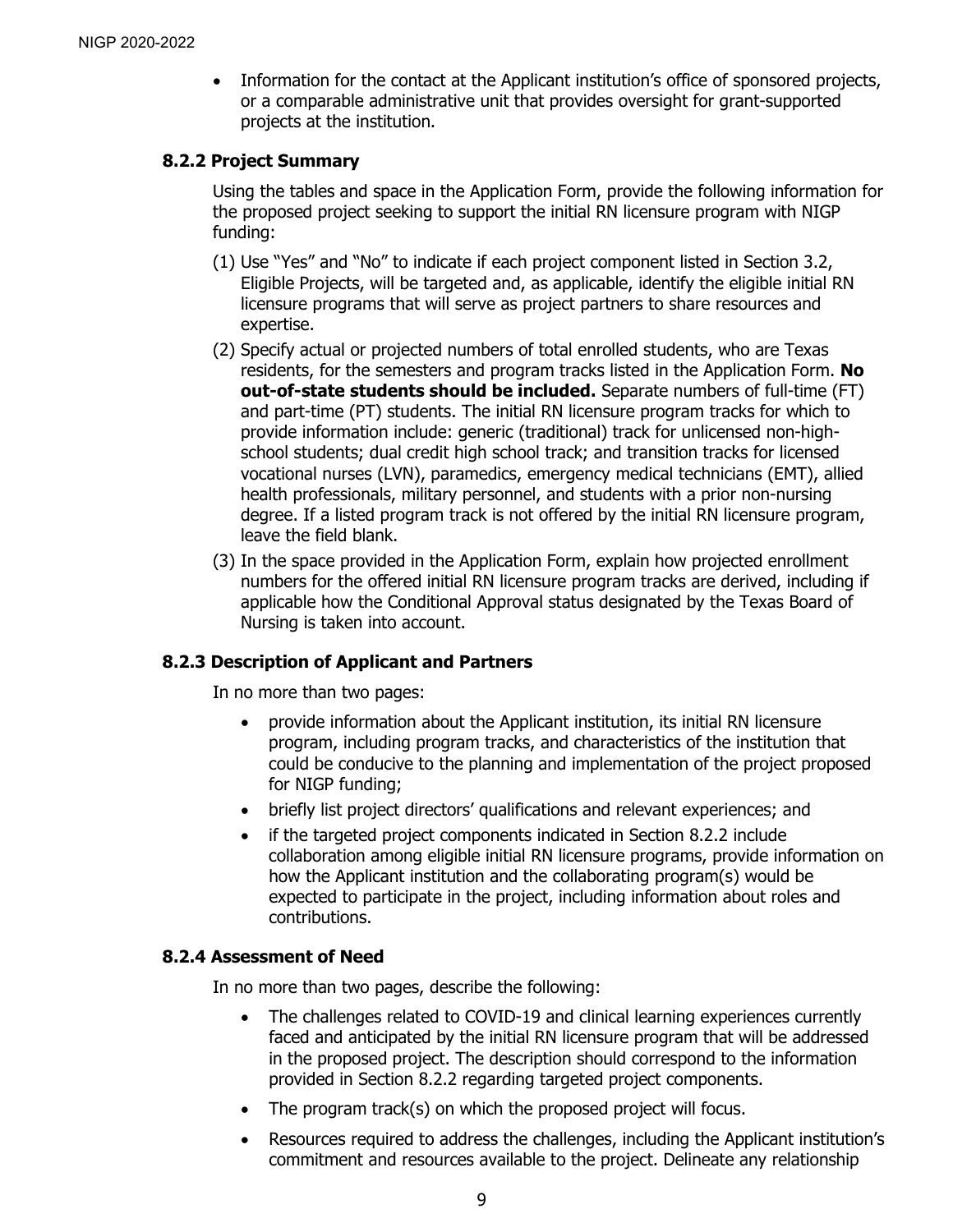- Information for the contact at the Applicant institution's office of sponsored projects, or a comparable administrative unit that provides oversight for grant-supported projects at the institution.

### 8.2.2 Project Summary

Using the tables and space in the Application Form, provide the following information for the proposed project seeking to support the initial RN licensure program with NIGP funding:

(1) Use "Yes" and "No" to indicate if each project component listed in Section 3.2, Eligible Projects, will be targeted and, as applicable, identify the eligible initial RN licensure programs that will serve as project partners to share resources and expertise.

(2) Specify actual or projected numbers of total enrolled students, who are Texas residents, for the semesters and program tracks listed in the Application Form. **No out-of-state students should be included.** Separate numbers of full-time (FT) and part-time (PT) students. The initial RN licensure program tracks for which to provide information include: generic (traditional) track for unlicensed non-high-school students; dual credit high school track; and transition tracks for licensed vocational nurses (LVN), paramedics, emergency medical technicians (EMT), allied health professionals, military personnel, and students with a prior non-nursing degree. If a listed program track is not offered by the initial RN licensure program, leave the field blank.

(3) In the space provided in the Application Form, explain how projected enrollment numbers for the offered initial RN licensure program tracks are derived, including if applicable how the Conditional Approval status designated by the Texas Board of Nursing is taken into account.

### 8.2.3 Description of Applicant and Partners

In no more than two pages:

- provide information about the Applicant institution, its initial RN licensure program, including program tracks, and characteristics of the institution that could be conducive to the planning and implementation of the project proposed for NIGP funding;
- briefly list project directors' qualifications and relevant experiences; and
- if the targeted project components indicated in Section 8.2.2 include collaboration among eligible initial RN licensure programs, provide information on how the Applicant institution and the collaborating program(s) would be expected to participate in the project, including information about roles and contributions.

### 8.2.4 Assessment of Need

In no more than two pages, describe the following:

- The challenges related to COVID-19 and clinical learning experiences currently faced and anticipated by the initial RN licensure program that will be addressed in the proposed project. The description should correspond to the information provided in Section 8.2.2 regarding targeted project components.
- The program track(s) on which the proposed project will focus.
- Resources required to address the challenges, including the Applicant institution's commitment and resources available to the project. Delineate any relationship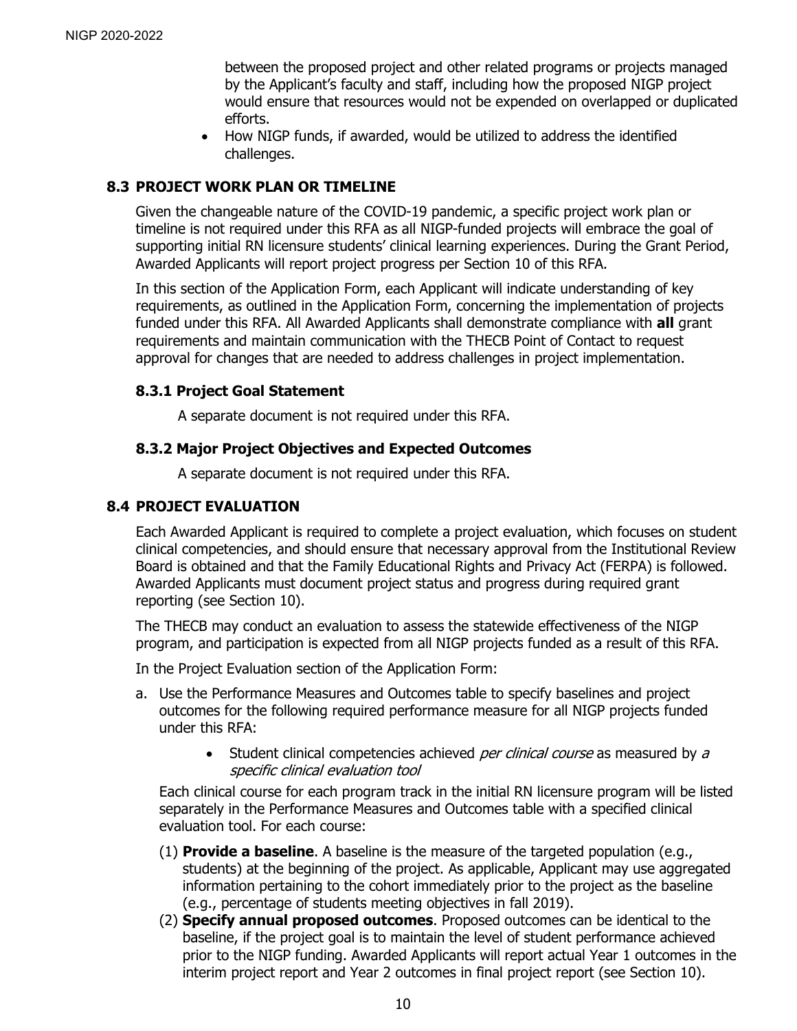between the proposed project and other related programs or projects managed by the Applicant's faculty and staff, including how the proposed NIGP project would ensure that resources would not be expended on overlapped or duplicated efforts.

- How NIGP funds, if awarded, would be utilized to address the identified challenges.

### 8.3 PROJECT WORK PLAN OR TIMELINE

Given the changeable nature of the COVID-19 pandemic, a specific project work plan or timeline is not required under this RFA as all NIGP-funded projects will embrace the goal of supporting initial RN licensure students' clinical learning experiences. During the Grant Period, Awarded Applicants will report project progress per Section 10 of this RFA.

In this section of the Application Form, each Applicant will indicate understanding of key requirements, as outlined in the Application Form, concerning the implementation of projects funded under this RFA. All Awarded Applicants shall demonstrate compliance with **all** grant requirements and maintain communication with the THECB Point of Contact to request approval for changes that are needed to address challenges in project implementation.

#### 8.3.1 Project Goal Statement

A separate document is not required under this RFA.

#### 8.3.2 Major Project Objectives and Expected Outcomes

A separate document is not required under this RFA.

### 8.4 PROJECT EVALUATION

Each Awarded Applicant is required to complete a project evaluation, which focuses on student clinical competencies, and should ensure that necessary approval from the Institutional Review Board is obtained and that the Family Educational Rights and Privacy Act (FERPA) is followed. Awarded Applicants must document project status and progress during required grant reporting (see Section 10).

The THECB may conduct an evaluation to assess the statewide effectiveness of the NIGP program, and participation is expected from all NIGP projects funded as a result of this RFA.

In the Project Evaluation section of the Application Form:

a. Use the Performance Measures and Outcomes table to specify baselines and project outcomes for the following required performance measure for all NIGP projects funded under this RFA:

   - Student clinical competencies achieved *per clinical course* as measured by *a specific clinical evaluation tool*

   Each clinical course for each program track in the initial RN licensure program will be listed separately in the Performance Measures and Outcomes table with a specified clinical evaluation tool. For each course:

   (1) **Provide a baseline**. A baseline is the measure of the targeted population (e.g., students) at the beginning of the project. As applicable, Applicant may use aggregated information pertaining to the cohort immediately prior to the project as the baseline (e.g., percentage of students meeting objectives in fall 2019).

   (2) **Specify annual proposed outcomes**. Proposed outcomes can be identical to the baseline, if the project goal is to maintain the level of student performance achieved prior to the NIGP funding. Awarded Applicants will report actual Year 1 outcomes in the interim project report and Year 2 outcomes in final project report (see Section 10).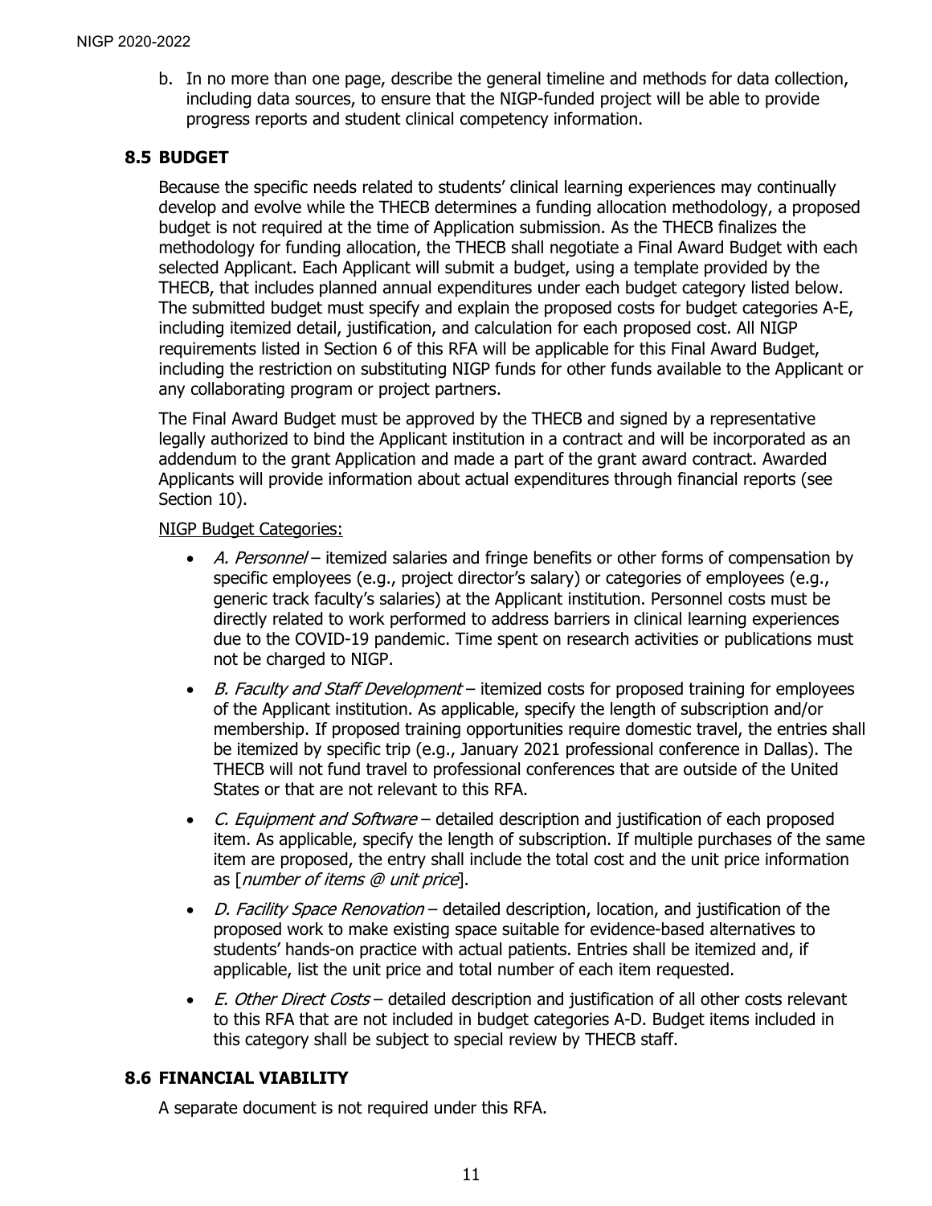b. In no more than one page, describe the general timeline and methods for data collection, including data sources, to ensure that the NIGP-funded project will be able to provide progress reports and student clinical competency information.

## 8.5 BUDGET

Because the specific needs related to students' clinical learning experiences may continually develop and evolve while the THECB determines a funding allocation methodology, a proposed budget is not required at the time of Application submission. As the THECB finalizes the methodology for funding allocation, the THECB shall negotiate a Final Award Budget with each selected Applicant. Each Applicant will submit a budget, using a template provided by the THECB, that includes planned annual expenditures under each budget category listed below. The submitted budget must specify and explain the proposed costs for budget categories A-E, including itemized detail, justification, and calculation for each proposed cost. All NIGP requirements listed in Section 6 of this RFA will be applicable for this Final Award Budget, including the restriction on substituting NIGP funds for other funds available to the Applicant or any collaborating program or project partners.

The Final Award Budget must be approved by the THECB and signed by a representative legally authorized to bind the Applicant institution in a contract and will be incorporated as an addendum to the grant Application and made a part of the grant award contract. Awarded Applicants will provide information about actual expenditures through financial reports (see Section 10).

NIGP Budget Categories:

- *A. Personnel* – itemized salaries and fringe benefits or other forms of compensation by specific employees (e.g., project director's salary) or categories of employees (e.g., generic track faculty's salaries) at the Applicant institution. Personnel costs must be directly related to work performed to address barriers in clinical learning experiences due to the COVID-19 pandemic. Time spent on research activities or publications must not be charged to NIGP.
- *B. Faculty and Staff Development* – itemized costs for proposed training for employees of the Applicant institution. As applicable, specify the length of subscription and/or membership. If proposed training opportunities require domestic travel, the entries shall be itemized by specific trip (e.g., January 2021 professional conference in Dallas). The THECB will not fund travel to professional conferences that are outside of the United States or that are not relevant to this RFA.
- *C. Equipment and Software* – detailed description and justification of each proposed item. As applicable, specify the length of subscription. If multiple purchases of the same item are proposed, the entry shall include the total cost and the unit price information as [*number of items @ unit price*].
- *D. Facility Space Renovation* – detailed description, location, and justification of the proposed work to make existing space suitable for evidence-based alternatives to students' hands-on practice with actual patients. Entries shall be itemized and, if applicable, list the unit price and total number of each item requested.
- *E. Other Direct Costs* – detailed description and justification of all other costs relevant to this RFA that are not included in budget categories A-D. Budget items included in this category shall be subject to special review by THECB staff.

## 8.6 FINANCIAL VIABILITY

A separate document is not required under this RFA.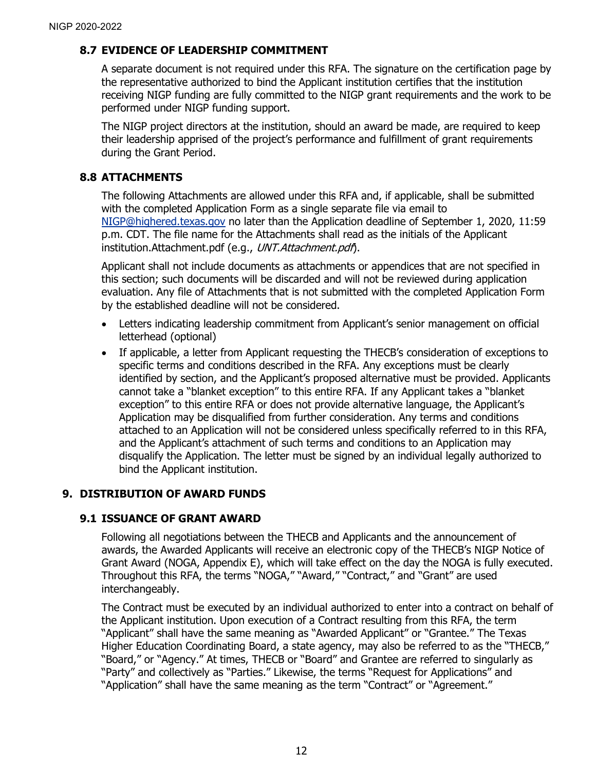### 8.7 EVIDENCE OF LEADERSHIP COMMITMENT

A separate document is not required under this RFA. The signature on the certification page by the representative authorized to bind the Applicant institution certifies that the institution receiving NIGP funding are fully committed to the NIGP grant requirements and the work to be performed under NIGP funding support.

The NIGP project directors at the institution, should an award be made, are required to keep their leadership apprised of the project's performance and fulfillment of grant requirements during the Grant Period.

### 8.8 ATTACHMENTS

The following Attachments are allowed under this RFA and, if applicable, shall be submitted with the completed Application Form as a single separate file via email to NIGP@highered.texas.gov no later than the Application deadline of September 1, 2020, 11:59 p.m. CDT. The file name for the Attachments shall read as the initials of the Applicant institution.Attachment.pdf (e.g., *UNT.Attachment.pdf*).

Applicant shall not include documents as attachments or appendices that are not specified in this section; such documents will be discarded and will not be reviewed during application evaluation. Any file of Attachments that is not submitted with the completed Application Form by the established deadline will not be considered.

- Letters indicating leadership commitment from Applicant's senior management on official letterhead (optional)
- If applicable, a letter from Applicant requesting the THECB's consideration of exceptions to specific terms and conditions described in the RFA. Any exceptions must be clearly identified by section, and the Applicant's proposed alternative must be provided. Applicants cannot take a "blanket exception" to this entire RFA. If any Applicant takes a "blanket exception" to this entire RFA or does not provide alternative language, the Applicant's Application may be disqualified from further consideration. Any terms and conditions attached to an Application will not be considered unless specifically referred to in this RFA, and the Applicant's attachment of such terms and conditions to an Application may disqualify the Application. The letter must be signed by an individual legally authorized to bind the Applicant institution.

## 9. DISTRIBUTION OF AWARD FUNDS

### 9.1 ISSUANCE OF GRANT AWARD

Following all negotiations between the THECB and Applicants and the announcement of awards, the Awarded Applicants will receive an electronic copy of the THECB's NIGP Notice of Grant Award (NOGA, Appendix E), which will take effect on the day the NOGA is fully executed. Throughout this RFA, the terms "NOGA," "Award," "Contract," and "Grant" are used interchangeably.

The Contract must be executed by an individual authorized to enter into a contract on behalf of the Applicant institution. Upon execution of a Contract resulting from this RFA, the term "Applicant" shall have the same meaning as "Awarded Applicant" or "Grantee." The Texas Higher Education Coordinating Board, a state agency, may also be referred to as the "THECB," "Board," or "Agency." At times, THECB or "Board" and Grantee are referred to singularly as "Party" and collectively as "Parties." Likewise, the terms "Request for Applications" and "Application" shall have the same meaning as the term "Contract" or "Agreement."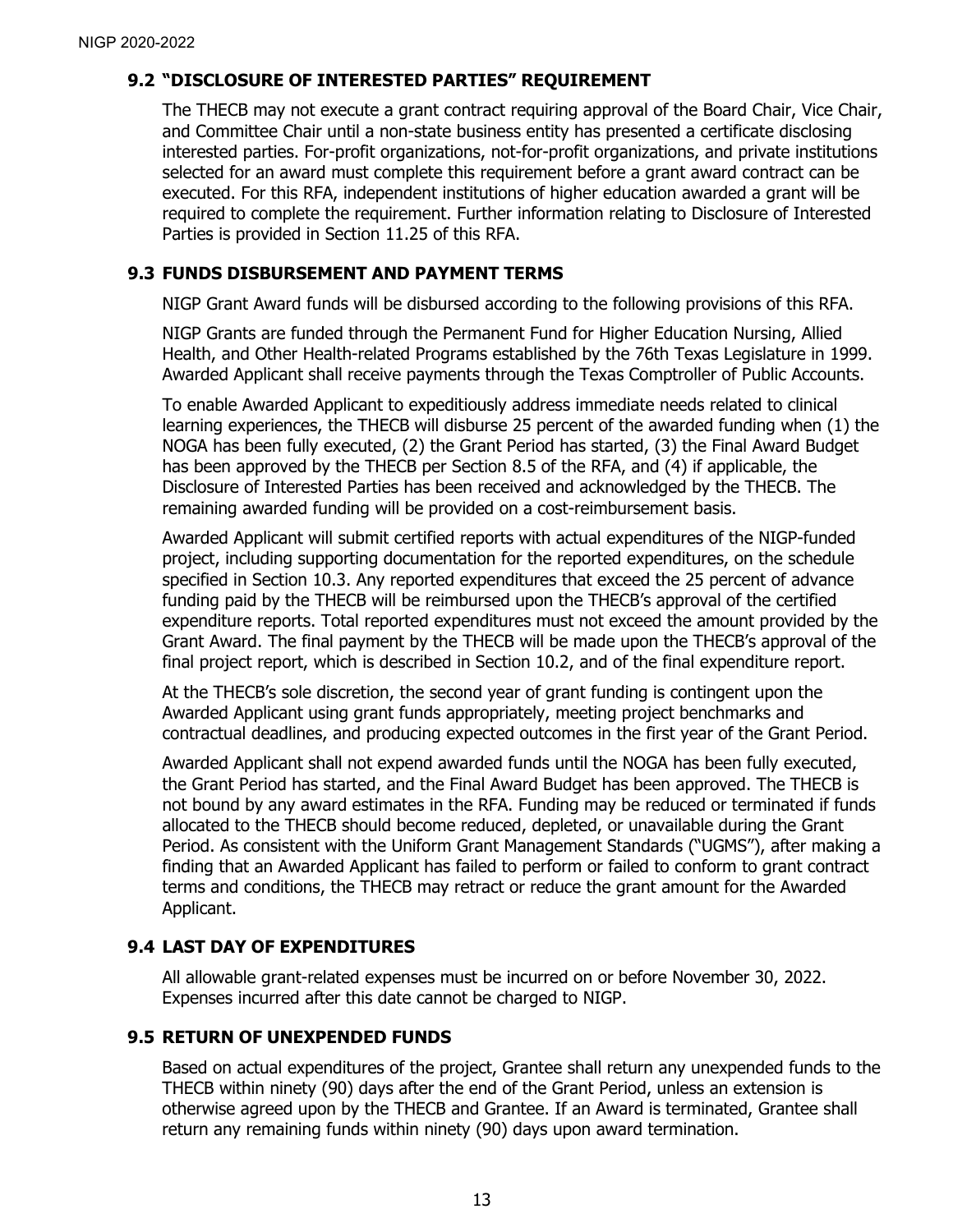## 9.2 "DISCLOSURE OF INTERESTED PARTIES" REQUIREMENT

The THECB may not execute a grant contract requiring approval of the Board Chair, Vice Chair, and Committee Chair until a non-state business entity has presented a certificate disclosing interested parties. For-profit organizations, not-for-profit organizations, and private institutions selected for an award must complete this requirement before a grant award contract can be executed. For this RFA, independent institutions of higher education awarded a grant will be required to complete the requirement. Further information relating to Disclosure of Interested Parties is provided in Section 11.25 of this RFA.

## 9.3 FUNDS DISBURSEMENT AND PAYMENT TERMS

NIGP Grant Award funds will be disbursed according to the following provisions of this RFA.

NIGP Grants are funded through the Permanent Fund for Higher Education Nursing, Allied Health, and Other Health-related Programs established by the 76th Texas Legislature in 1999. Awarded Applicant shall receive payments through the Texas Comptroller of Public Accounts.

To enable Awarded Applicant to expeditiously address immediate needs related to clinical learning experiences, the THECB will disburse 25 percent of the awarded funding when (1) the NOGA has been fully executed, (2) the Grant Period has started, (3) the Final Award Budget has been approved by the THECB per Section 8.5 of the RFA, and (4) if applicable, the Disclosure of Interested Parties has been received and acknowledged by the THECB. The remaining awarded funding will be provided on a cost-reimbursement basis.

Awarded Applicant will submit certified reports with actual expenditures of the NIGP-funded project, including supporting documentation for the reported expenditures, on the schedule specified in Section 10.3. Any reported expenditures that exceed the 25 percent of advance funding paid by the THECB will be reimbursed upon the THECB's approval of the certified expenditure reports. Total reported expenditures must not exceed the amount provided by the Grant Award. The final payment by the THECB will be made upon the THECB's approval of the final project report, which is described in Section 10.2, and of the final expenditure report.

At the THECB's sole discretion, the second year of grant funding is contingent upon the Awarded Applicant using grant funds appropriately, meeting project benchmarks and contractual deadlines, and producing expected outcomes in the first year of the Grant Period.

Awarded Applicant shall not expend awarded funds until the NOGA has been fully executed, the Grant Period has started, and the Final Award Budget has been approved. The THECB is not bound by any award estimates in the RFA. Funding may be reduced or terminated if funds allocated to the THECB should become reduced, depleted, or unavailable during the Grant Period. As consistent with the Uniform Grant Management Standards ("UGMS"), after making a finding that an Awarded Applicant has failed to perform or failed to conform to grant contract terms and conditions, the THECB may retract or reduce the grant amount for the Awarded Applicant.

## 9.4 LAST DAY OF EXPENDITURES

All allowable grant-related expenses must be incurred on or before November 30, 2022. Expenses incurred after this date cannot be charged to NIGP.

## 9.5 RETURN OF UNEXPENDED FUNDS

Based on actual expenditures of the project, Grantee shall return any unexpended funds to the THECB within ninety (90) days after the end of the Grant Period, unless an extension is otherwise agreed upon by the THECB and Grantee. If an Award is terminated, Grantee shall return any remaining funds within ninety (90) days upon award termination.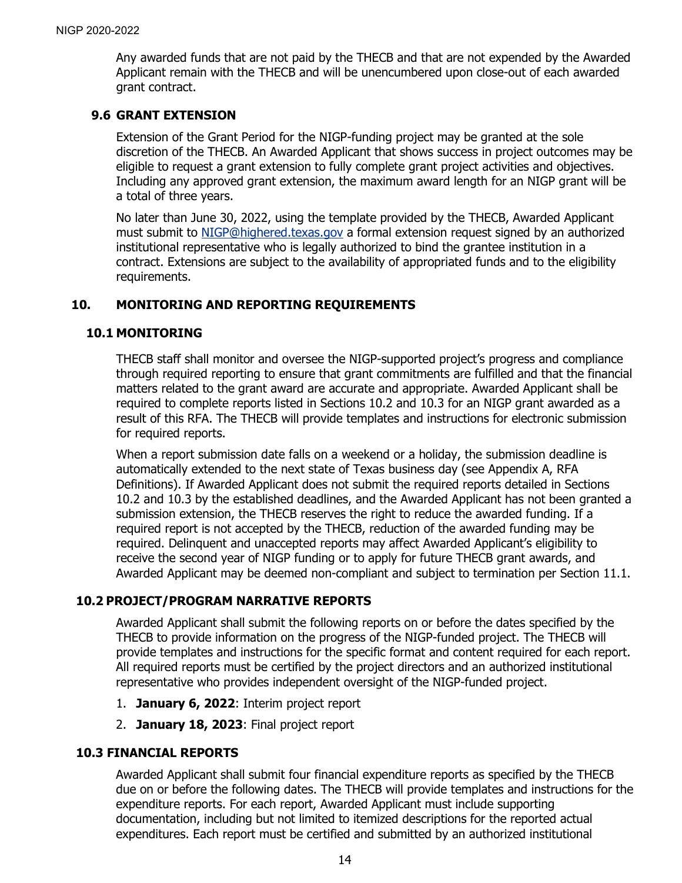Any awarded funds that are not paid by the THECB and that are not expended by the Awarded Applicant remain with the THECB and will be unencumbered upon close-out of each awarded grant contract.

### 9.6 GRANT EXTENSION

Extension of the Grant Period for the NIGP-funding project may be granted at the sole discretion of the THECB. An Awarded Applicant that shows success in project outcomes may be eligible to request a grant extension to fully complete grant project activities and objectives. Including any approved grant extension, the maximum award length for an NIGP grant will be a total of three years.

No later than June 30, 2022, using the template provided by the THECB, Awarded Applicant must submit to NIGP@highered.texas.gov a formal extension request signed by an authorized institutional representative who is legally authorized to bind the grantee institution in a contract. Extensions are subject to the availability of appropriated funds and to the eligibility requirements.

## 10. MONITORING AND REPORTING REQUIREMENTS

### 10.1 MONITORING

THECB staff shall monitor and oversee the NIGP-supported project's progress and compliance through required reporting to ensure that grant commitments are fulfilled and that the financial matters related to the grant award are accurate and appropriate. Awarded Applicant shall be required to complete reports listed in Sections 10.2 and 10.3 for an NIGP grant awarded as a result of this RFA. The THECB will provide templates and instructions for electronic submission for required reports.

When a report submission date falls on a weekend or a holiday, the submission deadline is automatically extended to the next state of Texas business day (see Appendix A, RFA Definitions). If Awarded Applicant does not submit the required reports detailed in Sections 10.2 and 10.3 by the established deadlines, and the Awarded Applicant has not been granted a submission extension, the THECB reserves the right to reduce the awarded funding. If a required report is not accepted by the THECB, reduction of the awarded funding may be required. Delinquent and unaccepted reports may affect Awarded Applicant's eligibility to receive the second year of NIGP funding or to apply for future THECB grant awards, and Awarded Applicant may be deemed non-compliant and subject to termination per Section 11.1.

### 10.2 PROJECT/PROGRAM NARRATIVE REPORTS

Awarded Applicant shall submit the following reports on or before the dates specified by the THECB to provide information on the progress of the NIGP-funded project. The THECB will provide templates and instructions for the specific format and content required for each report. All required reports must be certified by the project directors and an authorized institutional representative who provides independent oversight of the NIGP-funded project.

1. **January 6, 2022**: Interim project report
2. **January 18, 2023**: Final project report

### 10.3 FINANCIAL REPORTS

Awarded Applicant shall submit four financial expenditure reports as specified by the THECB due on or before the following dates. The THECB will provide templates and instructions for the expenditure reports. For each report, Awarded Applicant must include supporting documentation, including but not limited to itemized descriptions for the reported actual expenditures. Each report must be certified and submitted by an authorized institutional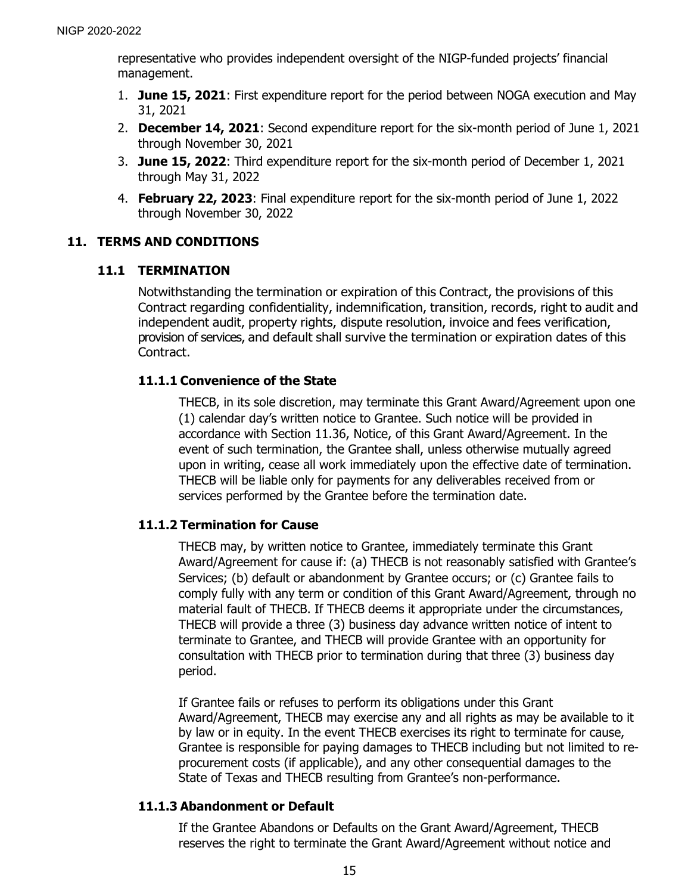representative who provides independent oversight of the NIGP-funded projects' financial management.

1. **June 15, 2021**: First expenditure report for the period between NOGA execution and May 31, 2021
2. **December 14, 2021**: Second expenditure report for the six-month period of June 1, 2021 through November 30, 2021
3. **June 15, 2022**: Third expenditure report for the six-month period of December 1, 2021 through May 31, 2022
4. **February 22, 2023**: Final expenditure report for the six-month period of June 1, 2022 through November 30, 2022

## 11. TERMS AND CONDITIONS

### 11.1 TERMINATION

Notwithstanding the termination or expiration of this Contract, the provisions of this Contract regarding confidentiality, indemnification, transition, records, right to audit and independent audit, property rights, dispute resolution, invoice and fees verification, provision of services, and default shall survive the termination or expiration dates of this Contract.

#### 11.1.1 Convenience of the State

THECB, in its sole discretion, may terminate this Grant Award/Agreement upon one (1) calendar day's written notice to Grantee. Such notice will be provided in accordance with Section 11.36, Notice, of this Grant Award/Agreement. In the event of such termination, the Grantee shall, unless otherwise mutually agreed upon in writing, cease all work immediately upon the effective date of termination. THECB will be liable only for payments for any deliverables received from or services performed by the Grantee before the termination date.

#### 11.1.2 Termination for Cause

THECB may, by written notice to Grantee, immediately terminate this Grant Award/Agreement for cause if: (a) THECB is not reasonably satisfied with Grantee's Services; (b) default or abandonment by Grantee occurs; or (c) Grantee fails to comply fully with any term or condition of this Grant Award/Agreement, through no material fault of THECB. If THECB deems it appropriate under the circumstances, THECB will provide a three (3) business day advance written notice of intent to terminate to Grantee, and THECB will provide Grantee with an opportunity for consultation with THECB prior to termination during that three (3) business day period.

If Grantee fails or refuses to perform its obligations under this Grant Award/Agreement, THECB may exercise any and all rights as may be available to it by law or in equity. In the event THECB exercises its right to terminate for cause, Grantee is responsible for paying damages to THECB including but not limited to re-procurement costs (if applicable), and any other consequential damages to the State of Texas and THECB resulting from Grantee's non-performance.

#### 11.1.3 Abandonment or Default

If the Grantee Abandons or Defaults on the Grant Award/Agreement, THECB reserves the right to terminate the Grant Award/Agreement without notice and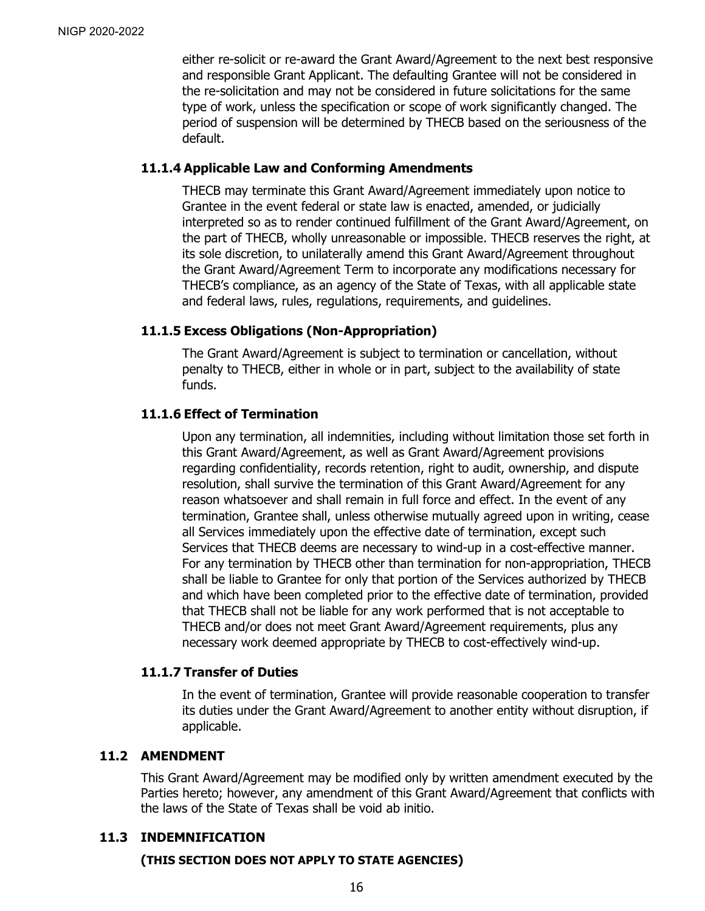either re-solicit or re-award the Grant Award/Agreement to the next best responsive and responsible Grant Applicant. The defaulting Grantee will not be considered in the re-solicitation and may not be considered in future solicitations for the same type of work, unless the specification or scope of work significantly changed. The period of suspension will be determined by THECB based on the seriousness of the default.

#### 11.1.4 Applicable Law and Conforming Amendments

THECB may terminate this Grant Award/Agreement immediately upon notice to Grantee in the event federal or state law is enacted, amended, or judicially interpreted so as to render continued fulfillment of the Grant Award/Agreement, on the part of THECB, wholly unreasonable or impossible. THECB reserves the right, at its sole discretion, to unilaterally amend this Grant Award/Agreement throughout the Grant Award/Agreement Term to incorporate any modifications necessary for THECB's compliance, as an agency of the State of Texas, with all applicable state and federal laws, rules, regulations, requirements, and guidelines.

#### 11.1.5 Excess Obligations (Non-Appropriation)

The Grant Award/Agreement is subject to termination or cancellation, without penalty to THECB, either in whole or in part, subject to the availability of state funds.

#### 11.1.6 Effect of Termination

Upon any termination, all indemnities, including without limitation those set forth in this Grant Award/Agreement, as well as Grant Award/Agreement provisions regarding confidentiality, records retention, right to audit, ownership, and dispute resolution, shall survive the termination of this Grant Award/Agreement for any reason whatsoever and shall remain in full force and effect. In the event of any termination, Grantee shall, unless otherwise mutually agreed upon in writing, cease all Services immediately upon the effective date of termination, except such Services that THECB deems are necessary to wind-up in a cost-effective manner. For any termination by THECB other than termination for non-appropriation, THECB shall be liable to Grantee for only that portion of the Services authorized by THECB and which have been completed prior to the effective date of termination, provided that THECB shall not be liable for any work performed that is not acceptable to THECB and/or does not meet Grant Award/Agreement requirements, plus any necessary work deemed appropriate by THECB to cost-effectively wind-up.

#### 11.1.7 Transfer of Duties

In the event of termination, Grantee will provide reasonable cooperation to transfer its duties under the Grant Award/Agreement to another entity without disruption, if applicable.

### 11.2 AMENDMENT

This Grant Award/Agreement may be modified only by written amendment executed by the Parties hereto; however, any amendment of this Grant Award/Agreement that conflicts with the laws of the State of Texas shall be void ab initio.

### 11.3 INDEMNIFICATION

**(THIS SECTION DOES NOT APPLY TO STATE AGENCIES)**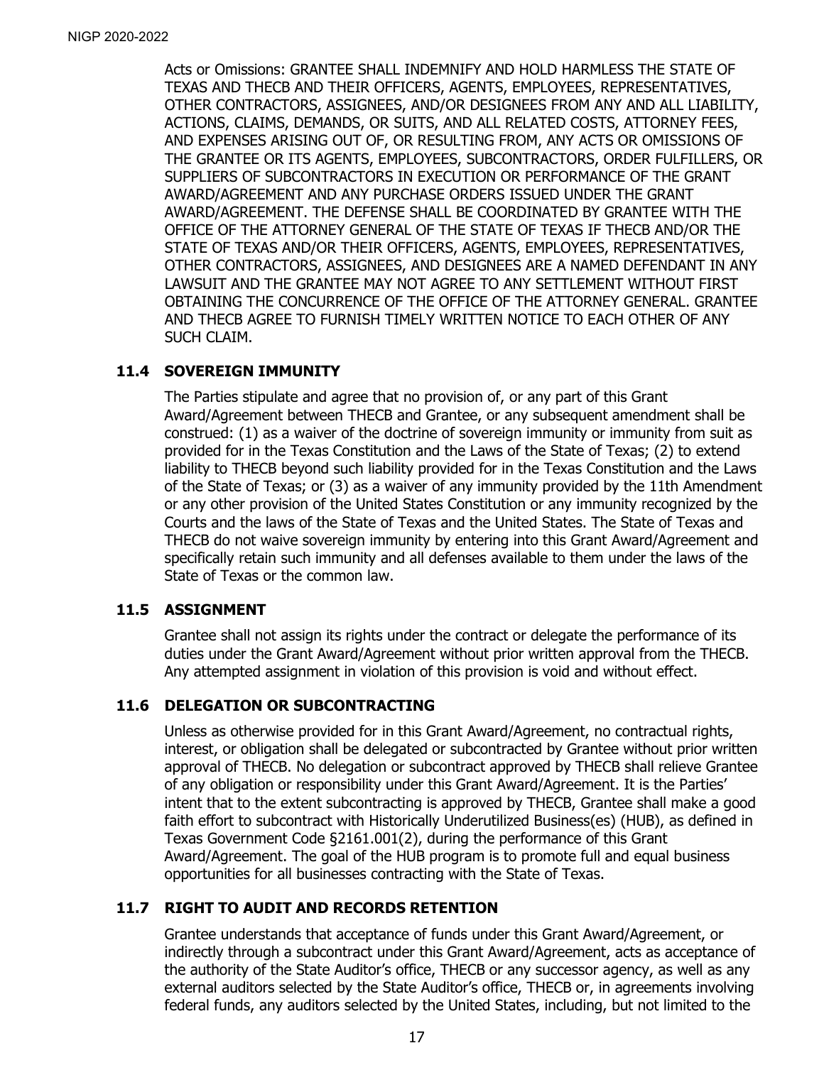Acts or Omissions: GRANTEE SHALL INDEMNIFY AND HOLD HARMLESS THE STATE OF TEXAS AND THECB AND THEIR OFFICERS, AGENTS, EMPLOYEES, REPRESENTATIVES, OTHER CONTRACTORS, ASSIGNEES, AND/OR DESIGNEES FROM ANY AND ALL LIABILITY, ACTIONS, CLAIMS, DEMANDS, OR SUITS, AND ALL RELATED COSTS, ATTORNEY FEES, AND EXPENSES ARISING OUT OF, OR RESULTING FROM, ANY ACTS OR OMISSIONS OF THE GRANTEE OR ITS AGENTS, EMPLOYEES, SUBCONTRACTORS, ORDER FULFILLERS, OR SUPPLIERS OF SUBCONTRACTORS IN EXECUTION OR PERFORMANCE OF THE GRANT AWARD/AGREEMENT AND ANY PURCHASE ORDERS ISSUED UNDER THE GRANT AWARD/AGREEMENT. THE DEFENSE SHALL BE COORDINATED BY GRANTEE WITH THE OFFICE OF THE ATTORNEY GENERAL OF THE STATE OF TEXAS IF THECB AND/OR THE STATE OF TEXAS AND/OR THEIR OFFICERS, AGENTS, EMPLOYEES, REPRESENTATIVES, OTHER CONTRACTORS, ASSIGNEES, AND DESIGNEES ARE A NAMED DEFENDANT IN ANY LAWSUIT AND THE GRANTEE MAY NOT AGREE TO ANY SETTLEMENT WITHOUT FIRST OBTAINING THE CONCURRENCE OF THE OFFICE OF THE ATTORNEY GENERAL. GRANTEE AND THECB AGREE TO FURNISH TIMELY WRITTEN NOTICE TO EACH OTHER OF ANY SUCH CLAIM.

### 11.4 SOVEREIGN IMMUNITY

The Parties stipulate and agree that no provision of, or any part of this Grant Award/Agreement between THECB and Grantee, or any subsequent amendment shall be construed: (1) as a waiver of the doctrine of sovereign immunity or immunity from suit as provided for in the Texas Constitution and the Laws of the State of Texas; (2) to extend liability to THECB beyond such liability provided for in the Texas Constitution and the Laws of the State of Texas; or (3) as a waiver of any immunity provided by the 11th Amendment or any other provision of the United States Constitution or any immunity recognized by the Courts and the laws of the State of Texas and the United States. The State of Texas and THECB do not waive sovereign immunity by entering into this Grant Award/Agreement and specifically retain such immunity and all defenses available to them under the laws of the State of Texas or the common law.

### 11.5 ASSIGNMENT

Grantee shall not assign its rights under the contract or delegate the performance of its duties under the Grant Award/Agreement without prior written approval from the THECB. Any attempted assignment in violation of this provision is void and without effect.

### 11.6 DELEGATION OR SUBCONTRACTING

Unless as otherwise provided for in this Grant Award/Agreement, no contractual rights, interest, or obligation shall be delegated or subcontracted by Grantee without prior written approval of THECB. No delegation or subcontract approved by THECB shall relieve Grantee of any obligation or responsibility under this Grant Award/Agreement. It is the Parties' intent that to the extent subcontracting is approved by THECB, Grantee shall make a good faith effort to subcontract with Historically Underutilized Business(es) (HUB), as defined in Texas Government Code §2161.001(2), during the performance of this Grant Award/Agreement. The goal of the HUB program is to promote full and equal business opportunities for all businesses contracting with the State of Texas.

### 11.7 RIGHT TO AUDIT AND RECORDS RETENTION

Grantee understands that acceptance of funds under this Grant Award/Agreement, or indirectly through a subcontract under this Grant Award/Agreement, acts as acceptance of the authority of the State Auditor's office, THECB or any successor agency, as well as any external auditors selected by the State Auditor's office, THECB or, in agreements involving federal funds, any auditors selected by the United States, including, but not limited to the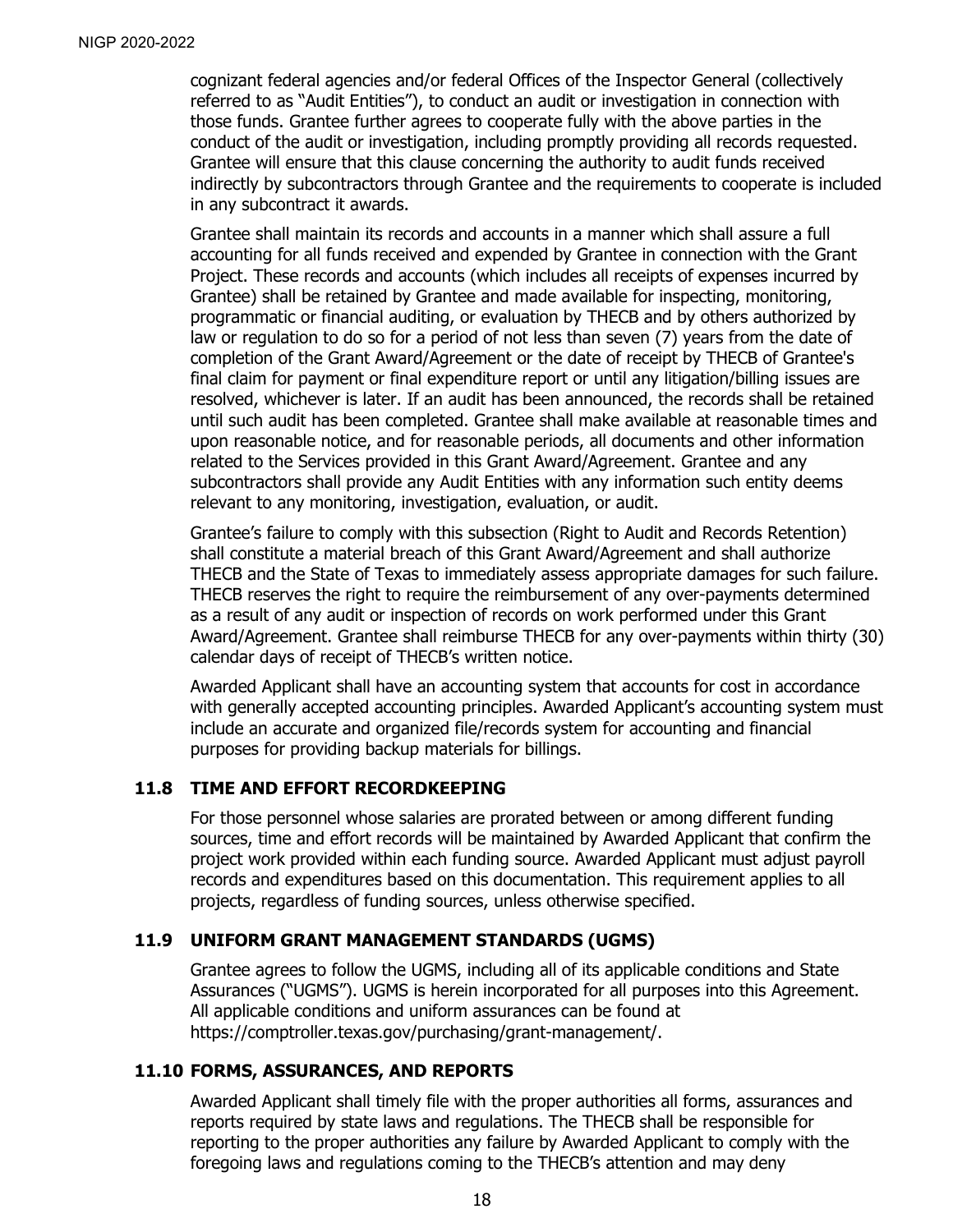cognizant federal agencies and/or federal Offices of the Inspector General (collectively referred to as "Audit Entities"), to conduct an audit or investigation in connection with those funds. Grantee further agrees to cooperate fully with the above parties in the conduct of the audit or investigation, including promptly providing all records requested. Grantee will ensure that this clause concerning the authority to audit funds received indirectly by subcontractors through Grantee and the requirements to cooperate is included in any subcontract it awards.

Grantee shall maintain its records and accounts in a manner which shall assure a full accounting for all funds received and expended by Grantee in connection with the Grant Project. These records and accounts (which includes all receipts of expenses incurred by Grantee) shall be retained by Grantee and made available for inspecting, monitoring, programmatic or financial auditing, or evaluation by THECB and by others authorized by law or regulation to do so for a period of not less than seven (7) years from the date of completion of the Grant Award/Agreement or the date of receipt by THECB of Grantee's final claim for payment or final expenditure report or until any litigation/billing issues are resolved, whichever is later. If an audit has been announced, the records shall be retained until such audit has been completed. Grantee shall make available at reasonable times and upon reasonable notice, and for reasonable periods, all documents and other information related to the Services provided in this Grant Award/Agreement. Grantee and any subcontractors shall provide any Audit Entities with any information such entity deems relevant to any monitoring, investigation, evaluation, or audit.

Grantee's failure to comply with this subsection (Right to Audit and Records Retention) shall constitute a material breach of this Grant Award/Agreement and shall authorize THECB and the State of Texas to immediately assess appropriate damages for such failure. THECB reserves the right to require the reimbursement of any over-payments determined as a result of any audit or inspection of records on work performed under this Grant Award/Agreement. Grantee shall reimburse THECB for any over-payments within thirty (30) calendar days of receipt of THECB's written notice.

Awarded Applicant shall have an accounting system that accounts for cost in accordance with generally accepted accounting principles. Awarded Applicant's accounting system must include an accurate and organized file/records system for accounting and financial purposes for providing backup materials for billings.

### 11.8 TIME AND EFFORT RECORDKEEPING

For those personnel whose salaries are prorated between or among different funding sources, time and effort records will be maintained by Awarded Applicant that confirm the project work provided within each funding source. Awarded Applicant must adjust payroll records and expenditures based on this documentation. This requirement applies to all projects, regardless of funding sources, unless otherwise specified.

### 11.9 UNIFORM GRANT MANAGEMENT STANDARDS (UGMS)

Grantee agrees to follow the UGMS, including all of its applicable conditions and State Assurances ("UGMS"). UGMS is herein incorporated for all purposes into this Agreement. All applicable conditions and uniform assurances can be found at https://comptroller.texas.gov/purchasing/grant-management/.

### 11.10 FORMS, ASSURANCES, AND REPORTS

Awarded Applicant shall timely file with the proper authorities all forms, assurances and reports required by state laws and regulations. The THECB shall be responsible for reporting to the proper authorities any failure by Awarded Applicant to comply with the foregoing laws and regulations coming to the THECB's attention and may deny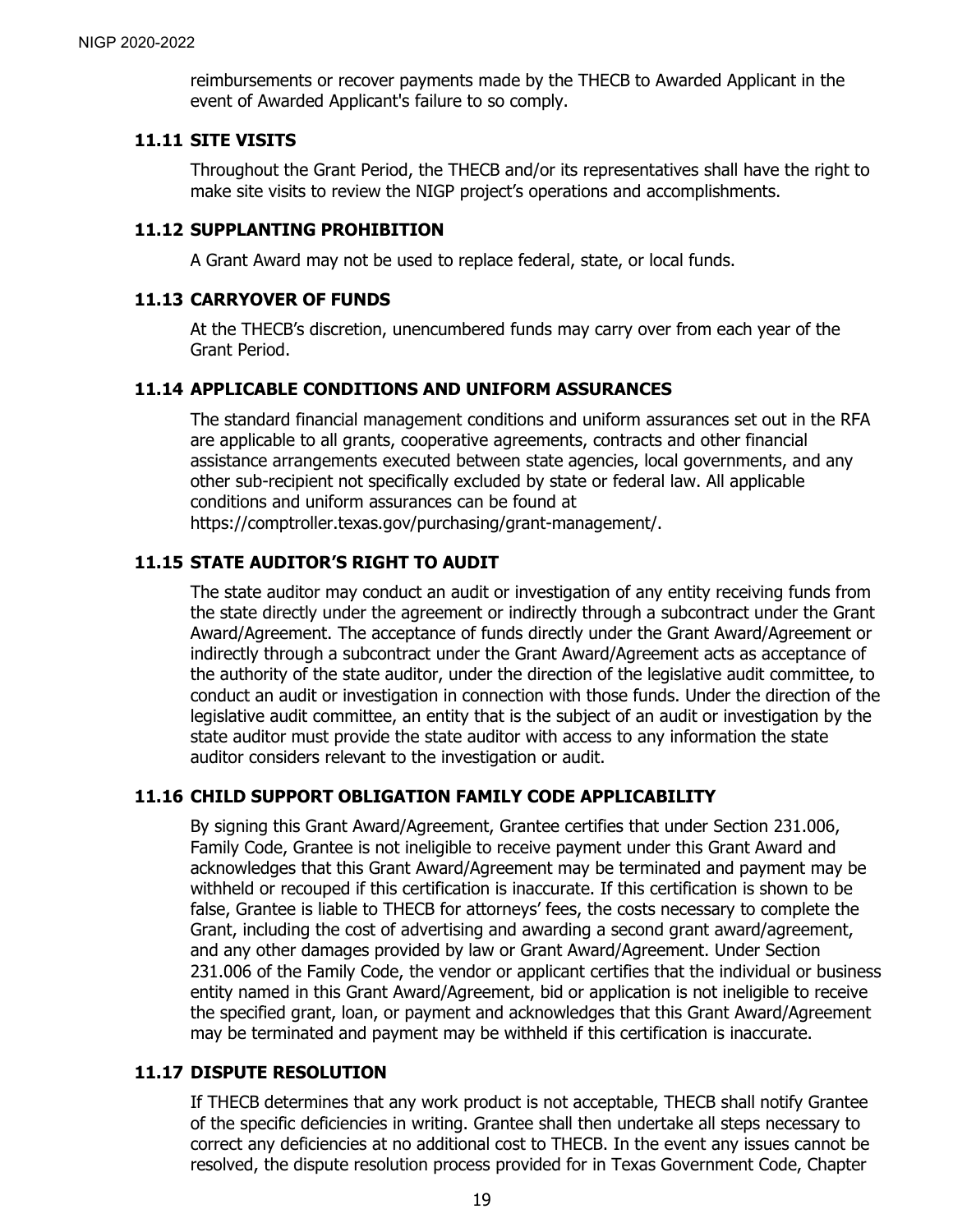reimbursements or recover payments made by the THECB to Awarded Applicant in the event of Awarded Applicant's failure to so comply.

### 11.11 SITE VISITS

Throughout the Grant Period, the THECB and/or its representatives shall have the right to make site visits to review the NIGP project's operations and accomplishments.

### 11.12 SUPPLANTING PROHIBITION

A Grant Award may not be used to replace federal, state, or local funds.

### 11.13 CARRYOVER OF FUNDS

At the THECB's discretion, unencumbered funds may carry over from each year of the Grant Period.

### 11.14 APPLICABLE CONDITIONS AND UNIFORM ASSURANCES

The standard financial management conditions and uniform assurances set out in the RFA are applicable to all grants, cooperative agreements, contracts and other financial assistance arrangements executed between state agencies, local governments, and any other sub-recipient not specifically excluded by state or federal law. All applicable conditions and uniform assurances can be found at https://comptroller.texas.gov/purchasing/grant-management/.

### 11.15 STATE AUDITOR'S RIGHT TO AUDIT

The state auditor may conduct an audit or investigation of any entity receiving funds from the state directly under the agreement or indirectly through a subcontract under the Grant Award/Agreement. The acceptance of funds directly under the Grant Award/Agreement or indirectly through a subcontract under the Grant Award/Agreement acts as acceptance of the authority of the state auditor, under the direction of the legislative audit committee, to conduct an audit or investigation in connection with those funds. Under the direction of the legislative audit committee, an entity that is the subject of an audit or investigation by the state auditor must provide the state auditor with access to any information the state auditor considers relevant to the investigation or audit.

### 11.16 CHILD SUPPORT OBLIGATION FAMILY CODE APPLICABILITY

By signing this Grant Award/Agreement, Grantee certifies that under Section 231.006, Family Code, Grantee is not ineligible to receive payment under this Grant Award and acknowledges that this Grant Award/Agreement may be terminated and payment may be withheld or recouped if this certification is inaccurate. If this certification is shown to be false, Grantee is liable to THECB for attorneys' fees, the costs necessary to complete the Grant, including the cost of advertising and awarding a second grant award/agreement, and any other damages provided by law or Grant Award/Agreement. Under Section 231.006 of the Family Code, the vendor or applicant certifies that the individual or business entity named in this Grant Award/Agreement, bid or application is not ineligible to receive the specified grant, loan, or payment and acknowledges that this Grant Award/Agreement may be terminated and payment may be withheld if this certification is inaccurate.

### 11.17 DISPUTE RESOLUTION

If THECB determines that any work product is not acceptable, THECB shall notify Grantee of the specific deficiencies in writing. Grantee shall then undertake all steps necessary to correct any deficiencies at no additional cost to THECB. In the event any issues cannot be resolved, the dispute resolution process provided for in Texas Government Code, Chapter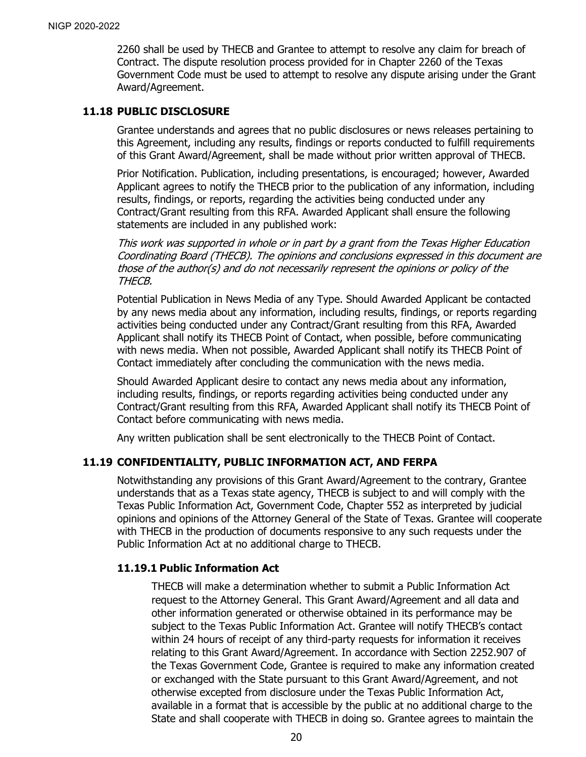2260 shall be used by THECB and Grantee to attempt to resolve any claim for breach of Contract. The dispute resolution process provided for in Chapter 2260 of the Texas Government Code must be used to attempt to resolve any dispute arising under the Grant Award/Agreement.

### 11.18 PUBLIC DISCLOSURE

Grantee understands and agrees that no public disclosures or news releases pertaining to this Agreement, including any results, findings or reports conducted to fulfill requirements of this Grant Award/Agreement, shall be made without prior written approval of THECB.

Prior Notification. Publication, including presentations, is encouraged; however, Awarded Applicant agrees to notify the THECB prior to the publication of any information, including results, findings, or reports, regarding the activities being conducted under any Contract/Grant resulting from this RFA. Awarded Applicant shall ensure the following statements are included in any published work:

*This work was supported in whole or in part by a grant from the Texas Higher Education Coordinating Board (THECB). The opinions and conclusions expressed in this document are those of the author(s) and do not necessarily represent the opinions or policy of the THECB.*

Potential Publication in News Media of any Type. Should Awarded Applicant be contacted by any news media about any information, including results, findings, or reports regarding activities being conducted under any Contract/Grant resulting from this RFA, Awarded Applicant shall notify its THECB Point of Contact, when possible, before communicating with news media. When not possible, Awarded Applicant shall notify its THECB Point of Contact immediately after concluding the communication with the news media.

Should Awarded Applicant desire to contact any news media about any information, including results, findings, or reports regarding activities being conducted under any Contract/Grant resulting from this RFA, Awarded Applicant shall notify its THECB Point of Contact before communicating with news media.

Any written publication shall be sent electronically to the THECB Point of Contact.

### 11.19 CONFIDENTIALITY, PUBLIC INFORMATION ACT, AND FERPA

Notwithstanding any provisions of this Grant Award/Agreement to the contrary, Grantee understands that as a Texas state agency, THECB is subject to and will comply with the Texas Public Information Act, Government Code, Chapter 552 as interpreted by judicial opinions and opinions of the Attorney General of the State of Texas. Grantee will cooperate with THECB in the production of documents responsive to any such requests under the Public Information Act at no additional charge to THECB.

#### 11.19.1 Public Information Act

THECB will make a determination whether to submit a Public Information Act request to the Attorney General. This Grant Award/Agreement and all data and other information generated or otherwise obtained in its performance may be subject to the Texas Public Information Act. Grantee will notify THECB's contact within 24 hours of receipt of any third-party requests for information it receives relating to this Grant Award/Agreement. In accordance with Section 2252.907 of the Texas Government Code, Grantee is required to make any information created or exchanged with the State pursuant to this Grant Award/Agreement, and not otherwise excepted from disclosure under the Texas Public Information Act, available in a format that is accessible by the public at no additional charge to the State and shall cooperate with THECB in doing so. Grantee agrees to maintain the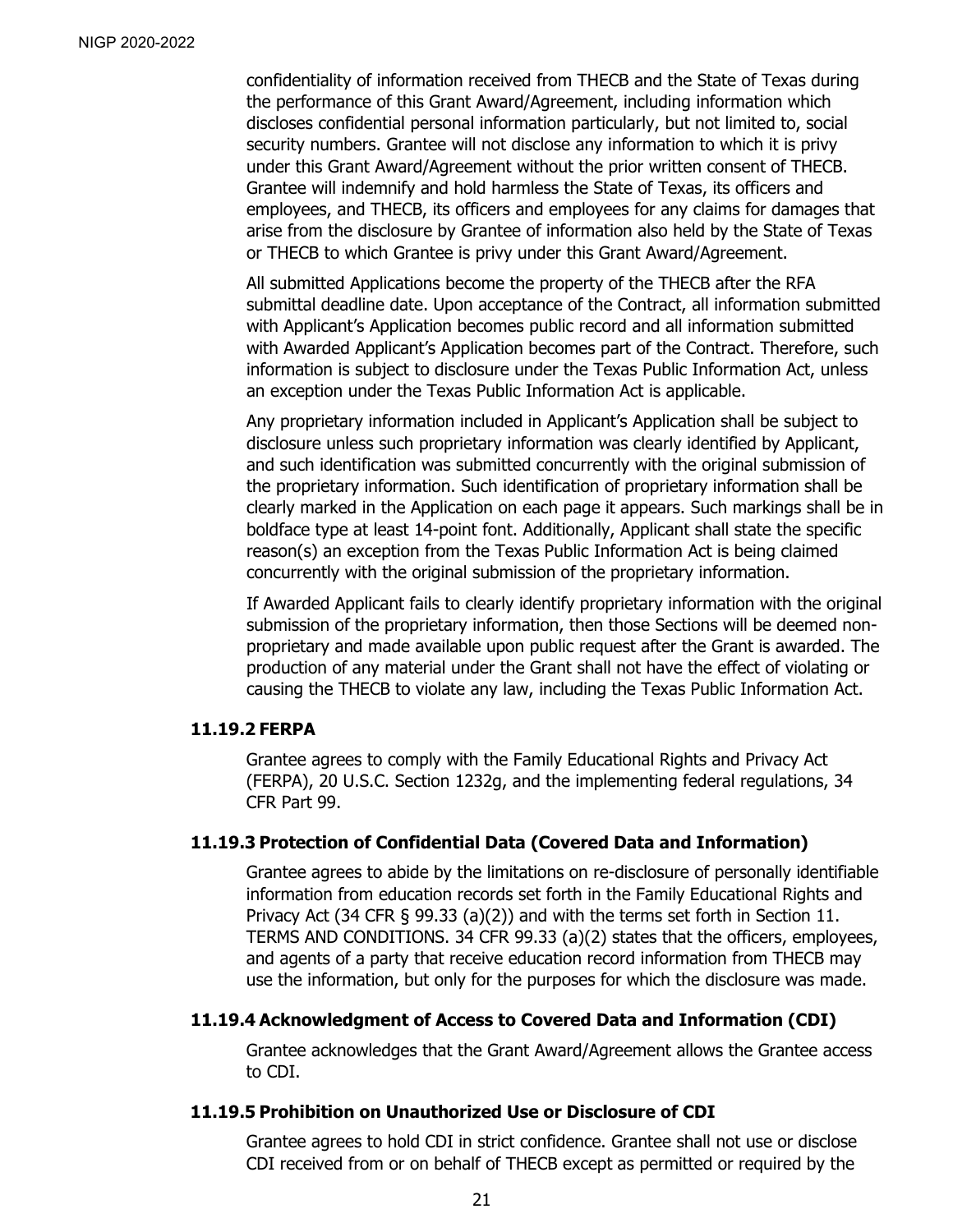confidentiality of information received from THECB and the State of Texas during the performance of this Grant Award/Agreement, including information which discloses confidential personal information particularly, but not limited to, social security numbers. Grantee will not disclose any information to which it is privy under this Grant Award/Agreement without the prior written consent of THECB. Grantee will indemnify and hold harmless the State of Texas, its officers and employees, and THECB, its officers and employees for any claims for damages that arise from the disclosure by Grantee of information also held by the State of Texas or THECB to which Grantee is privy under this Grant Award/Agreement.

All submitted Applications become the property of the THECB after the RFA submittal deadline date. Upon acceptance of the Contract, all information submitted with Applicant's Application becomes public record and all information submitted with Awarded Applicant's Application becomes part of the Contract. Therefore, such information is subject to disclosure under the Texas Public Information Act, unless an exception under the Texas Public Information Act is applicable.

Any proprietary information included in Applicant's Application shall be subject to disclosure unless such proprietary information was clearly identified by Applicant, and such identification was submitted concurrently with the original submission of the proprietary information. Such identification of proprietary information shall be clearly marked in the Application on each page it appears. Such markings shall be in boldface type at least 14-point font. Additionally, Applicant shall state the specific reason(s) an exception from the Texas Public Information Act is being claimed concurrently with the original submission of the proprietary information.

If Awarded Applicant fails to clearly identify proprietary information with the original submission of the proprietary information, then those Sections will be deemed non-proprietary and made available upon public request after the Grant is awarded. The production of any material under the Grant shall not have the effect of violating or causing the THECB to violate any law, including the Texas Public Information Act.

### 11.19.2 FERPA

Grantee agrees to comply with the Family Educational Rights and Privacy Act (FERPA), 20 U.S.C. Section 1232g, and the implementing federal regulations, 34 CFR Part 99.

### 11.19.3 Protection of Confidential Data (Covered Data and Information)

Grantee agrees to abide by the limitations on re-disclosure of personally identifiable information from education records set forth in the Family Educational Rights and Privacy Act (34 CFR § 99.33 (a)(2)) and with the terms set forth in Section 11. TERMS AND CONDITIONS. 34 CFR 99.33 (a)(2) states that the officers, employees, and agents of a party that receive education record information from THECB may use the information, but only for the purposes for which the disclosure was made.

### 11.19.4 Acknowledgment of Access to Covered Data and Information (CDI)

Grantee acknowledges that the Grant Award/Agreement allows the Grantee access to CDI.

### 11.19.5 Prohibition on Unauthorized Use or Disclosure of CDI

Grantee agrees to hold CDI in strict confidence. Grantee shall not use or disclose CDI received from or on behalf of THECB except as permitted or required by the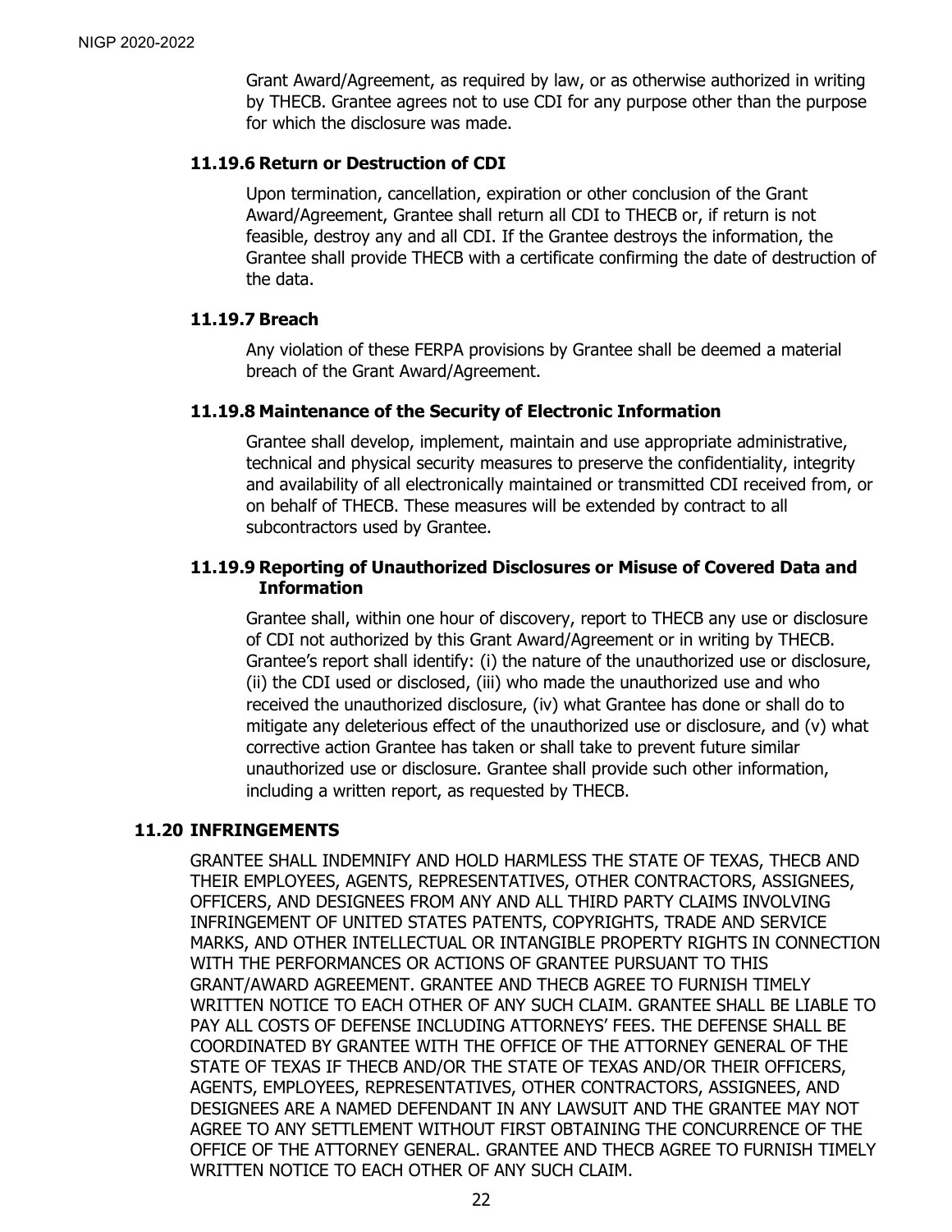Grant Award/Agreement, as required by law, or as otherwise authorized in writing by THECB. Grantee agrees not to use CDI for any purpose other than the purpose for which the disclosure was made.

#### 11.19.6 Return or Destruction of CDI

Upon termination, cancellation, expiration or other conclusion of the Grant Award/Agreement, Grantee shall return all CDI to THECB or, if return is not feasible, destroy any and all CDI. If the Grantee destroys the information, the Grantee shall provide THECB with a certificate confirming the date of destruction of the data.

#### 11.19.7 Breach

Any violation of these FERPA provisions by Grantee shall be deemed a material breach of the Grant Award/Agreement.

#### 11.19.8 Maintenance of the Security of Electronic Information

Grantee shall develop, implement, maintain and use appropriate administrative, technical and physical security measures to preserve the confidentiality, integrity and availability of all electronically maintained or transmitted CDI received from, or on behalf of THECB. These measures will be extended by contract to all subcontractors used by Grantee.

#### 11.19.9 Reporting of Unauthorized Disclosures or Misuse of Covered Data and Information

Grantee shall, within one hour of discovery, report to THECB any use or disclosure of CDI not authorized by this Grant Award/Agreement or in writing by THECB. Grantee's report shall identify: (i) the nature of the unauthorized use or disclosure, (ii) the CDI used or disclosed, (iii) who made the unauthorized use and who received the unauthorized disclosure, (iv) what Grantee has done or shall do to mitigate any deleterious effect of the unauthorized use or disclosure, and (v) what corrective action Grantee has taken or shall take to prevent future similar unauthorized use or disclosure. Grantee shall provide such other information, including a written report, as requested by THECB.

### 11.20 INFRINGEMENTS

GRANTEE SHALL INDEMNIFY AND HOLD HARMLESS THE STATE OF TEXAS, THECB AND THEIR EMPLOYEES, AGENTS, REPRESENTATIVES, OTHER CONTRACTORS, ASSIGNEES, OFFICERS, AND DESIGNEES FROM ANY AND ALL THIRD PARTY CLAIMS INVOLVING INFRINGEMENT OF UNITED STATES PATENTS, COPYRIGHTS, TRADE AND SERVICE MARKS, AND OTHER INTELLECTUAL OR INTANGIBLE PROPERTY RIGHTS IN CONNECTION WITH THE PERFORMANCES OR ACTIONS OF GRANTEE PURSUANT TO THIS GRANT/AWARD AGREEMENT. GRANTEE AND THECB AGREE TO FURNISH TIMELY WRITTEN NOTICE TO EACH OTHER OF ANY SUCH CLAIM. GRANTEE SHALL BE LIABLE TO PAY ALL COSTS OF DEFENSE INCLUDING ATTORNEYS' FEES. THE DEFENSE SHALL BE COORDINATED BY GRANTEE WITH THE OFFICE OF THE ATTORNEY GENERAL OF THE STATE OF TEXAS IF THECB AND/OR THE STATE OF TEXAS AND/OR THEIR OFFICERS, AGENTS, EMPLOYEES, REPRESENTATIVES, OTHER CONTRACTORS, ASSIGNEES, AND DESIGNEES ARE A NAMED DEFENDANT IN ANY LAWSUIT AND THE GRANTEE MAY NOT AGREE TO ANY SETTLEMENT WITHOUT FIRST OBTAINING THE CONCURRENCE OF THE OFFICE OF THE ATTORNEY GENERAL. GRANTEE AND THECB AGREE TO FURNISH TIMELY WRITTEN NOTICE TO EACH OTHER OF ANY SUCH CLAIM.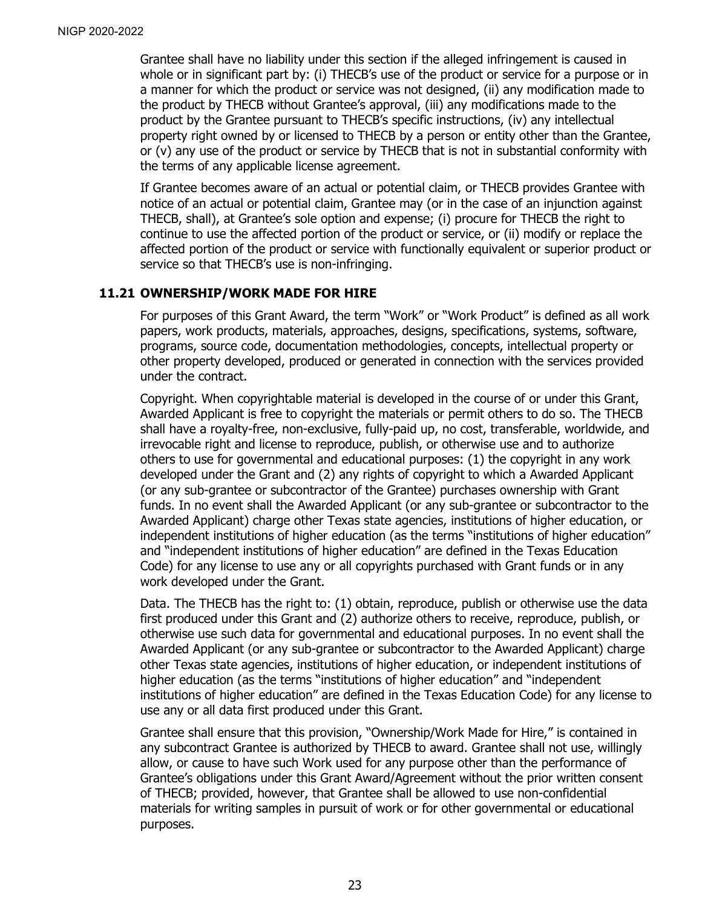Grantee shall have no liability under this section if the alleged infringement is caused in whole or in significant part by: (i) THECB's use of the product or service for a purpose or in a manner for which the product or service was not designed, (ii) any modification made to the product by THECB without Grantee's approval, (iii) any modifications made to the product by the Grantee pursuant to THECB's specific instructions, (iv) any intellectual property right owned by or licensed to THECB by a person or entity other than the Grantee, or (v) any use of the product or service by THECB that is not in substantial conformity with the terms of any applicable license agreement.

If Grantee becomes aware of an actual or potential claim, or THECB provides Grantee with notice of an actual or potential claim, Grantee may (or in the case of an injunction against THECB, shall), at Grantee's sole option and expense; (i) procure for THECB the right to continue to use the affected portion of the product or service, or (ii) modify or replace the affected portion of the product or service with functionally equivalent or superior product or service so that THECB's use is non-infringing.

### 11.21 OWNERSHIP/WORK MADE FOR HIRE

For purposes of this Grant Award, the term "Work" or "Work Product" is defined as all work papers, work products, materials, approaches, designs, specifications, systems, software, programs, source code, documentation methodologies, concepts, intellectual property or other property developed, produced or generated in connection with the services provided under the contract.

Copyright. When copyrightable material is developed in the course of or under this Grant, Awarded Applicant is free to copyright the materials or permit others to do so. The THECB shall have a royalty-free, non-exclusive, fully-paid up, no cost, transferable, worldwide, and irrevocable right and license to reproduce, publish, or otherwise use and to authorize others to use for governmental and educational purposes: (1) the copyright in any work developed under the Grant and (2) any rights of copyright to which a Awarded Applicant (or any sub-grantee or subcontractor of the Grantee) purchases ownership with Grant funds. In no event shall the Awarded Applicant (or any sub-grantee or subcontractor to the Awarded Applicant) charge other Texas state agencies, institutions of higher education, or independent institutions of higher education (as the terms "institutions of higher education" and "independent institutions of higher education" are defined in the Texas Education Code) for any license to use any or all copyrights purchased with Grant funds or in any work developed under the Grant.

Data. The THECB has the right to: (1) obtain, reproduce, publish or otherwise use the data first produced under this Grant and (2) authorize others to receive, reproduce, publish, or otherwise use such data for governmental and educational purposes. In no event shall the Awarded Applicant (or any sub-grantee or subcontractor to the Awarded Applicant) charge other Texas state agencies, institutions of higher education, or independent institutions of higher education (as the terms "institutions of higher education" and "independent institutions of higher education" are defined in the Texas Education Code) for any license to use any or all data first produced under this Grant.

Grantee shall ensure that this provision, "Ownership/Work Made for Hire," is contained in any subcontract Grantee is authorized by THECB to award. Grantee shall not use, willingly allow, or cause to have such Work used for any purpose other than the performance of Grantee's obligations under this Grant Award/Agreement without the prior written consent of THECB; provided, however, that Grantee shall be allowed to use non-confidential materials for writing samples in pursuit of work or for other governmental or educational purposes.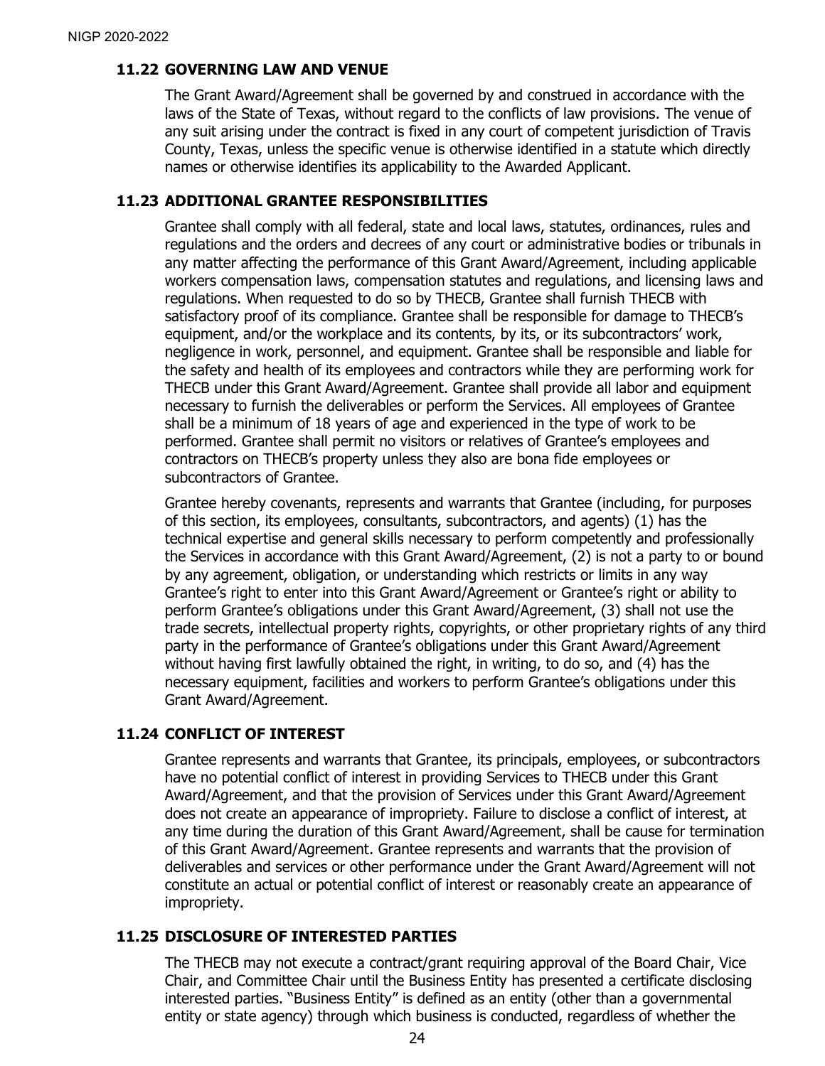### 11.22 GOVERNING LAW AND VENUE

The Grant Award/Agreement shall be governed by and construed in accordance with the laws of the State of Texas, without regard to the conflicts of law provisions. The venue of any suit arising under the contract is fixed in any court of competent jurisdiction of Travis County, Texas, unless the specific venue is otherwise identified in a statute which directly names or otherwise identifies its applicability to the Awarded Applicant.

### 11.23 ADDITIONAL GRANTEE RESPONSIBILITIES

Grantee shall comply with all federal, state and local laws, statutes, ordinances, rules and regulations and the orders and decrees of any court or administrative bodies or tribunals in any matter affecting the performance of this Grant Award/Agreement, including applicable workers compensation laws, compensation statutes and regulations, and licensing laws and regulations. When requested to do so by THECB, Grantee shall furnish THECB with satisfactory proof of its compliance. Grantee shall be responsible for damage to THECB's equipment, and/or the workplace and its contents, by its, or its subcontractors' work, negligence in work, personnel, and equipment. Grantee shall be responsible and liable for the safety and health of its employees and contractors while they are performing work for THECB under this Grant Award/Agreement. Grantee shall provide all labor and equipment necessary to furnish the deliverables or perform the Services. All employees of Grantee shall be a minimum of 18 years of age and experienced in the type of work to be performed. Grantee shall permit no visitors or relatives of Grantee's employees and contractors on THECB's property unless they also are bona fide employees or subcontractors of Grantee.

Grantee hereby covenants, represents and warrants that Grantee (including, for purposes of this section, its employees, consultants, subcontractors, and agents) (1) has the technical expertise and general skills necessary to perform competently and professionally the Services in accordance with this Grant Award/Agreement, (2) is not a party to or bound by any agreement, obligation, or understanding which restricts or limits in any way Grantee's right to enter into this Grant Award/Agreement or Grantee's right or ability to perform Grantee's obligations under this Grant Award/Agreement, (3) shall not use the trade secrets, intellectual property rights, copyrights, or other proprietary rights of any third party in the performance of Grantee's obligations under this Grant Award/Agreement without having first lawfully obtained the right, in writing, to do so, and (4) has the necessary equipment, facilities and workers to perform Grantee's obligations under this Grant Award/Agreement.

### 11.24 CONFLICT OF INTEREST

Grantee represents and warrants that Grantee, its principals, employees, or subcontractors have no potential conflict of interest in providing Services to THECB under this Grant Award/Agreement, and that the provision of Services under this Grant Award/Agreement does not create an appearance of impropriety. Failure to disclose a conflict of interest, at any time during the duration of this Grant Award/Agreement, shall be cause for termination of this Grant Award/Agreement. Grantee represents and warrants that the provision of deliverables and services or other performance under the Grant Award/Agreement will not constitute an actual or potential conflict of interest or reasonably create an appearance of impropriety.

### 11.25 DISCLOSURE OF INTERESTED PARTIES

The THECB may not execute a contract/grant requiring approval of the Board Chair, Vice Chair, and Committee Chair until the Business Entity has presented a certificate disclosing interested parties. "Business Entity" is defined as an entity (other than a governmental entity or state agency) through which business is conducted, regardless of whether the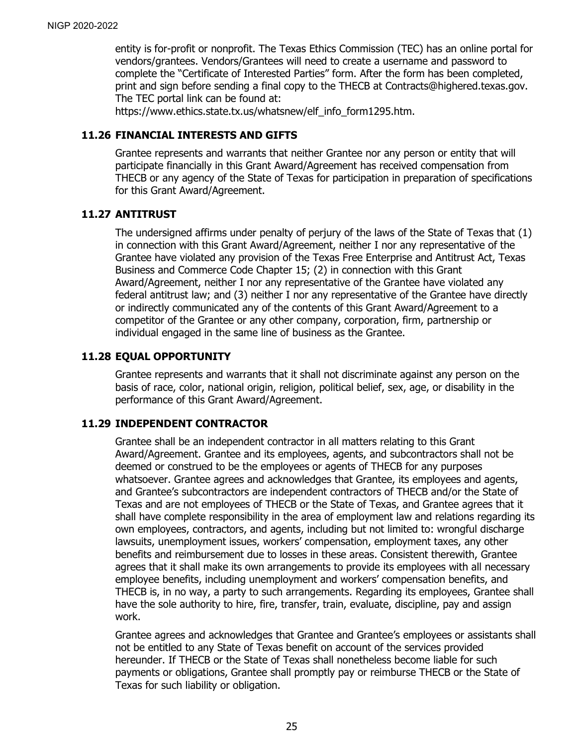entity is for-profit or nonprofit. The Texas Ethics Commission (TEC) has an online portal for vendors/grantees. Vendors/Grantees will need to create a username and password to complete the "Certificate of Interested Parties" form. After the form has been completed, print and sign before sending a final copy to the THECB at Contracts@highered.texas.gov. The TEC portal link can be found at: https://www.ethics.state.tx.us/whatsnew/elf_info_form1295.htm.

### 11.26 FINANCIAL INTERESTS AND GIFTS

Grantee represents and warrants that neither Grantee nor any person or entity that will participate financially in this Grant Award/Agreement has received compensation from THECB or any agency of the State of Texas for participation in preparation of specifications for this Grant Award/Agreement.

### 11.27 ANTITRUST

The undersigned affirms under penalty of perjury of the laws of the State of Texas that (1) in connection with this Grant Award/Agreement, neither I nor any representative of the Grantee have violated any provision of the Texas Free Enterprise and Antitrust Act, Texas Business and Commerce Code Chapter 15; (2) in connection with this Grant Award/Agreement, neither I nor any representative of the Grantee have violated any federal antitrust law; and (3) neither I nor any representative of the Grantee have directly or indirectly communicated any of the contents of this Grant Award/Agreement to a competitor of the Grantee or any other company, corporation, firm, partnership or individual engaged in the same line of business as the Grantee.

### 11.28 EQUAL OPPORTUNITY

Grantee represents and warrants that it shall not discriminate against any person on the basis of race, color, national origin, religion, political belief, sex, age, or disability in the performance of this Grant Award/Agreement.

### 11.29 INDEPENDENT CONTRACTOR

Grantee shall be an independent contractor in all matters relating to this Grant Award/Agreement. Grantee and its employees, agents, and subcontractors shall not be deemed or construed to be the employees or agents of THECB for any purposes whatsoever. Grantee agrees and acknowledges that Grantee, its employees and agents, and Grantee's subcontractors are independent contractors of THECB and/or the State of Texas and are not employees of THECB or the State of Texas, and Grantee agrees that it shall have complete responsibility in the area of employment law and relations regarding its own employees, contractors, and agents, including but not limited to: wrongful discharge lawsuits, unemployment issues, workers' compensation, employment taxes, any other benefits and reimbursement due to losses in these areas. Consistent therewith, Grantee agrees that it shall make its own arrangements to provide its employees with all necessary employee benefits, including unemployment and workers' compensation benefits, and THECB is, in no way, a party to such arrangements. Regarding its employees, Grantee shall have the sole authority to hire, fire, transfer, train, evaluate, discipline, pay and assign work.

Grantee agrees and acknowledges that Grantee and Grantee's employees or assistants shall not be entitled to any State of Texas benefit on account of the services provided hereunder. If THECB or the State of Texas shall nonetheless become liable for such payments or obligations, Grantee shall promptly pay or reimburse THECB or the State of Texas for such liability or obligation.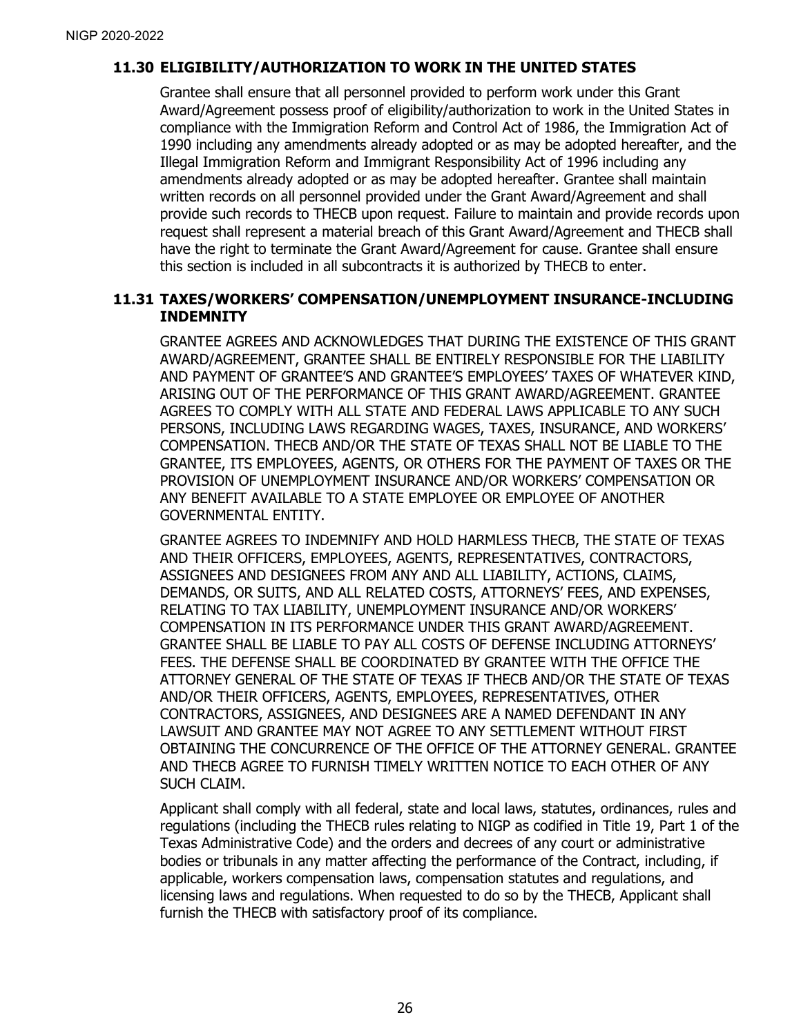### 11.30 ELIGIBILITY/AUTHORIZATION TO WORK IN THE UNITED STATES

Grantee shall ensure that all personnel provided to perform work under this Grant Award/Agreement possess proof of eligibility/authorization to work in the United States in compliance with the Immigration Reform and Control Act of 1986, the Immigration Act of 1990 including any amendments already adopted or as may be adopted hereafter, and the Illegal Immigration Reform and Immigrant Responsibility Act of 1996 including any amendments already adopted or as may be adopted hereafter. Grantee shall maintain written records on all personnel provided under the Grant Award/Agreement and shall provide such records to THECB upon request. Failure to maintain and provide records upon request shall represent a material breach of this Grant Award/Agreement and THECB shall have the right to terminate the Grant Award/Agreement for cause. Grantee shall ensure this section is included in all subcontracts it is authorized by THECB to enter.

### 11.31 TAXES/WORKERS' COMPENSATION/UNEMPLOYMENT INSURANCE-INCLUDING INDEMNITY

GRANTEE AGREES AND ACKNOWLEDGES THAT DURING THE EXISTENCE OF THIS GRANT AWARD/AGREEMENT, GRANTEE SHALL BE ENTIRELY RESPONSIBLE FOR THE LIABILITY AND PAYMENT OF GRANTEE'S AND GRANTEE'S EMPLOYEES' TAXES OF WHATEVER KIND, ARISING OUT OF THE PERFORMANCE OF THIS GRANT AWARD/AGREEMENT. GRANTEE AGREES TO COMPLY WITH ALL STATE AND FEDERAL LAWS APPLICABLE TO ANY SUCH PERSONS, INCLUDING LAWS REGARDING WAGES, TAXES, INSURANCE, AND WORKERS' COMPENSATION. THECB AND/OR THE STATE OF TEXAS SHALL NOT BE LIABLE TO THE GRANTEE, ITS EMPLOYEES, AGENTS, OR OTHERS FOR THE PAYMENT OF TAXES OR THE PROVISION OF UNEMPLOYMENT INSURANCE AND/OR WORKERS' COMPENSATION OR ANY BENEFIT AVAILABLE TO A STATE EMPLOYEE OR EMPLOYEE OF ANOTHER GOVERNMENTAL ENTITY.

GRANTEE AGREES TO INDEMNIFY AND HOLD HARMLESS THECB, THE STATE OF TEXAS AND THEIR OFFICERS, EMPLOYEES, AGENTS, REPRESENTATIVES, CONTRACTORS, ASSIGNEES AND DESIGNEES FROM ANY AND ALL LIABILITY, ACTIONS, CLAIMS, DEMANDS, OR SUITS, AND ALL RELATED COSTS, ATTORNEYS' FEES, AND EXPENSES, RELATING TO TAX LIABILITY, UNEMPLOYMENT INSURANCE AND/OR WORKERS' COMPENSATION IN ITS PERFORMANCE UNDER THIS GRANT AWARD/AGREEMENT. GRANTEE SHALL BE LIABLE TO PAY ALL COSTS OF DEFENSE INCLUDING ATTORNEYS' FEES. THE DEFENSE SHALL BE COORDINATED BY GRANTEE WITH THE OFFICE THE ATTORNEY GENERAL OF THE STATE OF TEXAS IF THECB AND/OR THE STATE OF TEXAS AND/OR THEIR OFFICERS, AGENTS, EMPLOYEES, REPRESENTATIVES, OTHER CONTRACTORS, ASSIGNEES, AND DESIGNEES ARE A NAMED DEFENDANT IN ANY LAWSUIT AND GRANTEE MAY NOT AGREE TO ANY SETTLEMENT WITHOUT FIRST OBTAINING THE CONCURRENCE OF THE OFFICE OF THE ATTORNEY GENERAL. GRANTEE AND THECB AGREE TO FURNISH TIMELY WRITTEN NOTICE TO EACH OTHER OF ANY SUCH CLAIM.

Applicant shall comply with all federal, state and local laws, statutes, ordinances, rules and regulations (including the THECB rules relating to NIGP as codified in Title 19, Part 1 of the Texas Administrative Code) and the orders and decrees of any court or administrative bodies or tribunals in any matter affecting the performance of the Contract, including, if applicable, workers compensation laws, compensation statutes and regulations, and licensing laws and regulations. When requested to do so by the THECB, Applicant shall furnish the THECB with satisfactory proof of its compliance.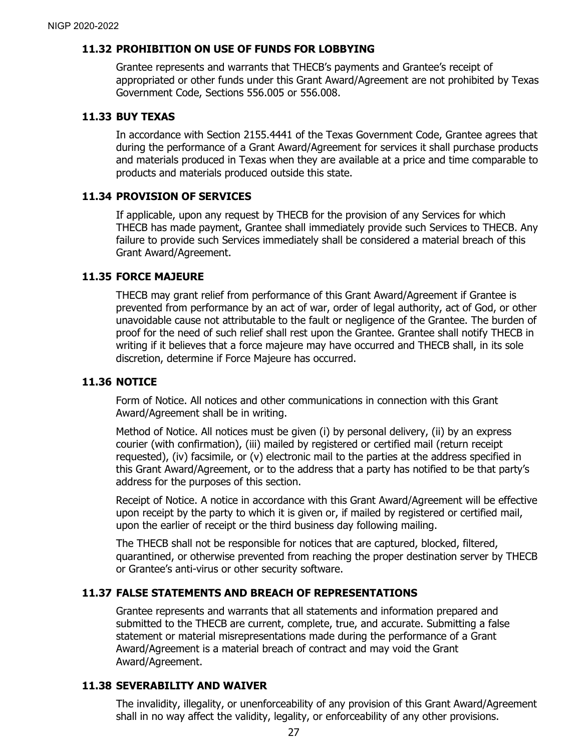### 11.32 PROHIBITION ON USE OF FUNDS FOR LOBBYING

Grantee represents and warrants that THECB's payments and Grantee's receipt of appropriated or other funds under this Grant Award/Agreement are not prohibited by Texas Government Code, Sections 556.005 or 556.008.

### 11.33 BUY TEXAS

In accordance with Section 2155.4441 of the Texas Government Code, Grantee agrees that during the performance of a Grant Award/Agreement for services it shall purchase products and materials produced in Texas when they are available at a price and time comparable to products and materials produced outside this state.

### 11.34 PROVISION OF SERVICES

If applicable, upon any request by THECB for the provision of any Services for which THECB has made payment, Grantee shall immediately provide such Services to THECB. Any failure to provide such Services immediately shall be considered a material breach of this Grant Award/Agreement.

### 11.35 FORCE MAJEURE

THECB may grant relief from performance of this Grant Award/Agreement if Grantee is prevented from performance by an act of war, order of legal authority, act of God, or other unavoidable cause not attributable to the fault or negligence of the Grantee. The burden of proof for the need of such relief shall rest upon the Grantee. Grantee shall notify THECB in writing if it believes that a force majeure may have occurred and THECB shall, in its sole discretion, determine if Force Majeure has occurred.

### 11.36 NOTICE

Form of Notice. All notices and other communications in connection with this Grant Award/Agreement shall be in writing.

Method of Notice. All notices must be given (i) by personal delivery, (ii) by an express courier (with confirmation), (iii) mailed by registered or certified mail (return receipt requested), (iv) facsimile, or (v) electronic mail to the parties at the address specified in this Grant Award/Agreement, or to the address that a party has notified to be that party's address for the purposes of this section.

Receipt of Notice. A notice in accordance with this Grant Award/Agreement will be effective upon receipt by the party to which it is given or, if mailed by registered or certified mail, upon the earlier of receipt or the third business day following mailing.

The THECB shall not be responsible for notices that are captured, blocked, filtered, quarantined, or otherwise prevented from reaching the proper destination server by THECB or Grantee's anti-virus or other security software.

### 11.37 FALSE STATEMENTS AND BREACH OF REPRESENTATIONS

Grantee represents and warrants that all statements and information prepared and submitted to the THECB are current, complete, true, and accurate. Submitting a false statement or material misrepresentations made during the performance of a Grant Award/Agreement is a material breach of contract and may void the Grant Award/Agreement.

### 11.38 SEVERABILITY AND WAIVER

The invalidity, illegality, or unenforceability of any provision of this Grant Award/Agreement shall in no way affect the validity, legality, or enforceability of any other provisions.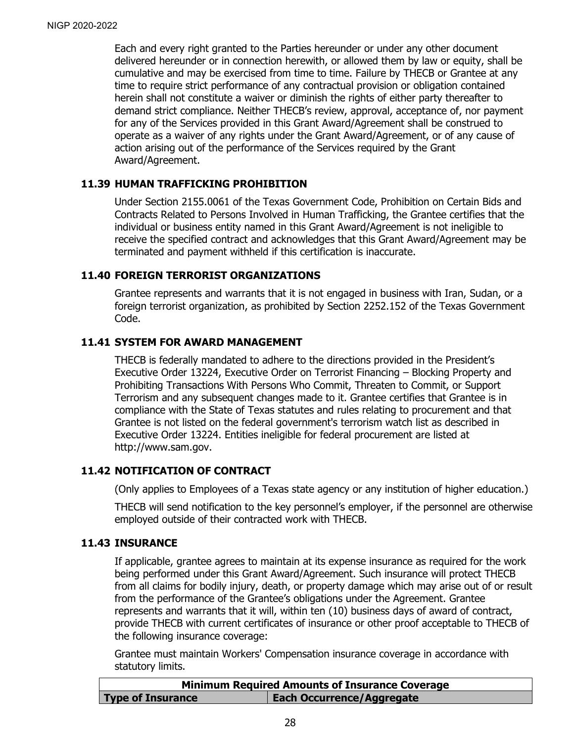Each and every right granted to the Parties hereunder or under any other document delivered hereunder or in connection herewith, or allowed them by law or equity, shall be cumulative and may be exercised from time to time. Failure by THECB or Grantee at any time to require strict performance of any contractual provision or obligation contained herein shall not constitute a waiver or diminish the rights of either party thereafter to demand strict compliance. Neither THECB's review, approval, acceptance of, nor payment for any of the Services provided in this Grant Award/Agreement shall be construed to operate as a waiver of any rights under the Grant Award/Agreement, or of any cause of action arising out of the performance of the Services required by the Grant Award/Agreement.

### 11.39 HUMAN TRAFFICKING PROHIBITION

Under Section 2155.0061 of the Texas Government Code, Prohibition on Certain Bids and Contracts Related to Persons Involved in Human Trafficking, the Grantee certifies that the individual or business entity named in this Grant Award/Agreement is not ineligible to receive the specified contract and acknowledges that this Grant Award/Agreement may be terminated and payment withheld if this certification is inaccurate.

### 11.40 FOREIGN TERRORIST ORGANIZATIONS

Grantee represents and warrants that it is not engaged in business with Iran, Sudan, or a foreign terrorist organization, as prohibited by Section 2252.152 of the Texas Government Code.

### 11.41 SYSTEM FOR AWARD MANAGEMENT

THECB is federally mandated to adhere to the directions provided in the President's Executive Order 13224, Executive Order on Terrorist Financing – Blocking Property and Prohibiting Transactions With Persons Who Commit, Threaten to Commit, or Support Terrorism and any subsequent changes made to it. Grantee certifies that Grantee is in compliance with the State of Texas statutes and rules relating to procurement and that Grantee is not listed on the federal government's terrorism watch list as described in Executive Order 13224. Entities ineligible for federal procurement are listed at http://www.sam.gov.

### 11.42 NOTIFICATION OF CONTRACT

(Only applies to Employees of a Texas state agency or any institution of higher education.)

THECB will send notification to the key personnel's employer, if the personnel are otherwise employed outside of their contracted work with THECB.

### 11.43 INSURANCE

If applicable, grantee agrees to maintain at its expense insurance as required for the work being performed under this Grant Award/Agreement. Such insurance will protect THECB from all claims for bodily injury, death, or property damage which may arise out of or result from the performance of the Grantee's obligations under the Agreement. Grantee represents and warrants that it will, within ten (10) business days of award of contract, provide THECB with current certificates of insurance or other proof acceptable to THECB of the following insurance coverage:

Grantee must maintain Workers' Compensation insurance coverage in accordance with statutory limits.

| **Minimum Required Amounts of Insurance Coverage** | |
|---|---|
| **Type of Insurance** | **Each Occurrence/Aggregate** |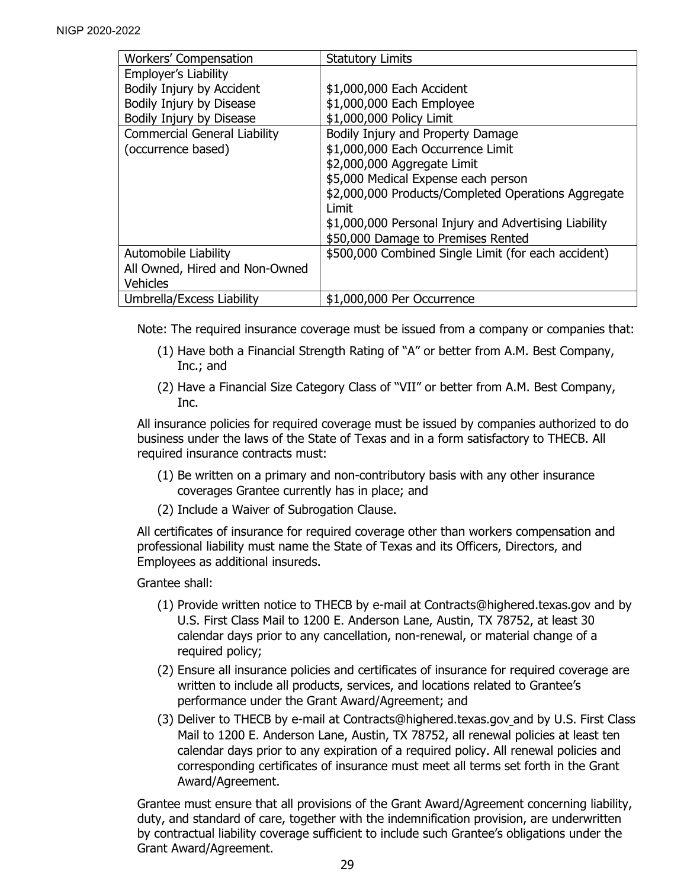| Workers' Compensation | Statutory Limits |
|---|---|
| Employer's Liability<br>Bodily Injury by Accident<br>Bodily Injury by Disease<br>Bodily Injury by Disease | <br>$1,000,000 Each Accident<br>$1,000,000 Each Employee<br>$1,000,000 Policy Limit |
| Commercial General Liability (occurrence based) | Bodily Injury and Property Damage<br>$1,000,000 Each Occurrence Limit<br>$2,000,000 Aggregate Limit<br>$5,000 Medical Expense each person<br>$2,000,000 Products/Completed Operations Aggregate Limit<br>$1,000,000 Personal Injury and Advertising Liability<br>$50,000 Damage to Premises Rented |
| Automobile Liability<br>All Owned, Hired and Non-Owned Vehicles | $500,000 Combined Single Limit (for each accident) |
| Umbrella/Excess Liability | $1,000,000 Per Occurrence |

Note: The required insurance coverage must be issued from a company or companies that:

(1) Have both a Financial Strength Rating of "A" or better from A.M. Best Company, Inc.; and

(2) Have a Financial Size Category Class of "VII" or better from A.M. Best Company, Inc.

All insurance policies for required coverage must be issued by companies authorized to do business under the laws of the State of Texas and in a form satisfactory to THECB. All required insurance contracts must:

(1) Be written on a primary and non-contributory basis with any other insurance coverages Grantee currently has in place; and
(2) Include a Waiver of Subrogation Clause.

All certificates of insurance for required coverage other than workers compensation and professional liability must name the State of Texas and its Officers, Directors, and Employees as additional insureds.

Grantee shall:

(1) Provide written notice to THECB by e-mail at Contracts@highered.texas.gov and by U.S. First Class Mail to 1200 E. Anderson Lane, Austin, TX 78752, at least 30 calendar days prior to any cancellation, non-renewal, or material change of a required policy;
(2) Ensure all insurance policies and certificates of insurance for required coverage are written to include all products, services, and locations related to Grantee's performance under the Grant Award/Agreement; and
(3) Deliver to THECB by e-mail at Contracts@highered.texas.gov and by U.S. First Class Mail to 1200 E. Anderson Lane, Austin, TX 78752, all renewal policies at least ten calendar days prior to any expiration of a required policy. All renewal policies and corresponding certificates of insurance must meet all terms set forth in the Grant Award/Agreement.

Grantee must ensure that all provisions of the Grant Award/Agreement concerning liability, duty, and standard of care, together with the indemnification provision, are underwritten by contractual liability coverage sufficient to include such Grantee's obligations under the Grant Award/Agreement.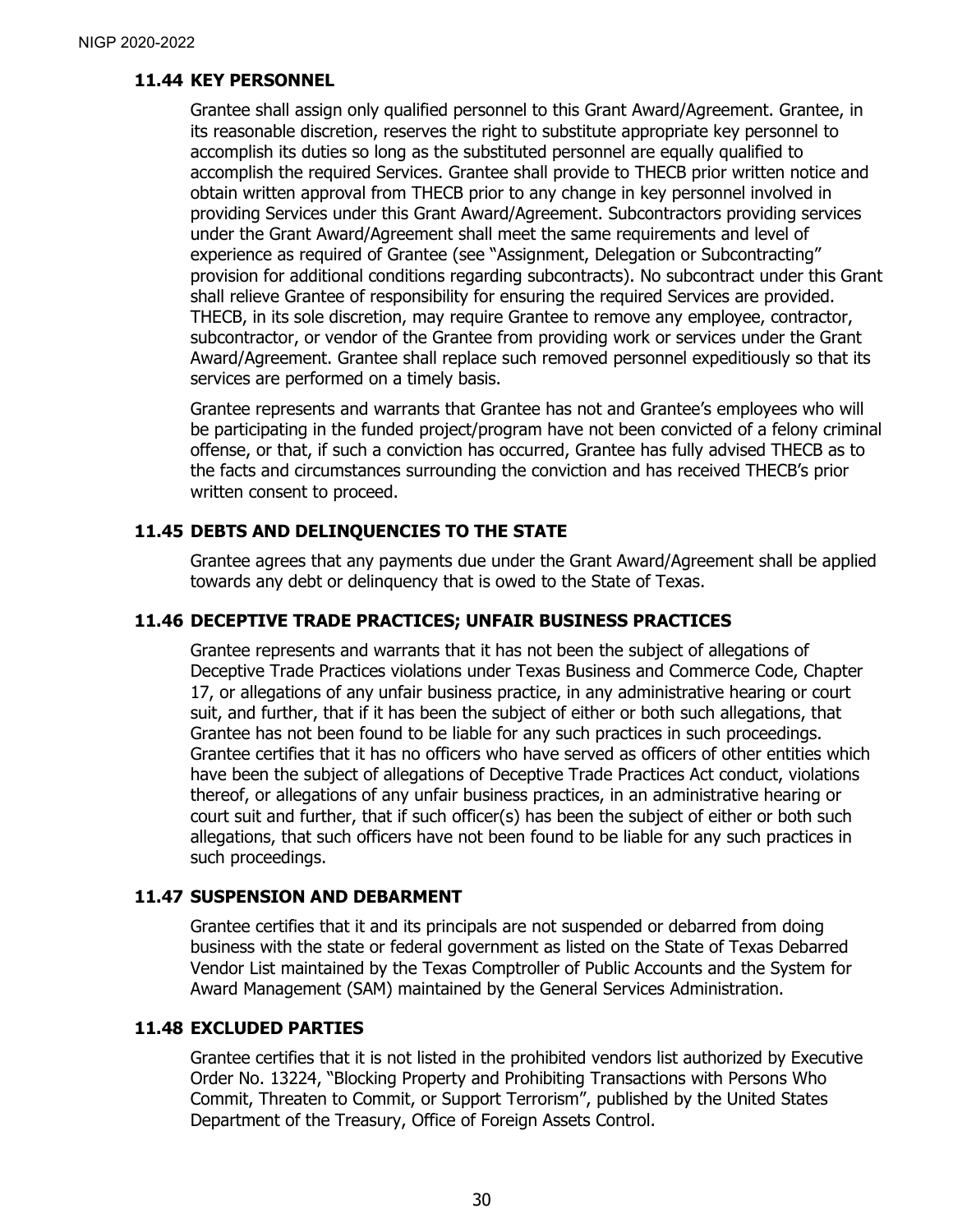### 11.44 KEY PERSONNEL

Grantee shall assign only qualified personnel to this Grant Award/Agreement. Grantee, in its reasonable discretion, reserves the right to substitute appropriate key personnel to accomplish its duties so long as the substituted personnel are equally qualified to accomplish the required Services. Grantee shall provide to THECB prior written notice and obtain written approval from THECB prior to any change in key personnel involved in providing Services under this Grant Award/Agreement. Subcontractors providing services under the Grant Award/Agreement shall meet the same requirements and level of experience as required of Grantee (see "Assignment, Delegation or Subcontracting" provision for additional conditions regarding subcontracts). No subcontract under this Grant shall relieve Grantee of responsibility for ensuring the required Services are provided. THECB, in its sole discretion, may require Grantee to remove any employee, contractor, subcontractor, or vendor of the Grantee from providing work or services under the Grant Award/Agreement. Grantee shall replace such removed personnel expeditiously so that its services are performed on a timely basis.

Grantee represents and warrants that Grantee has not and Grantee's employees who will be participating in the funded project/program have not been convicted of a felony criminal offense, or that, if such a conviction has occurred, Grantee has fully advised THECB as to the facts and circumstances surrounding the conviction and has received THECB's prior written consent to proceed.

### 11.45 DEBTS AND DELINQUENCIES TO THE STATE

Grantee agrees that any payments due under the Grant Award/Agreement shall be applied towards any debt or delinquency that is owed to the State of Texas.

### 11.46 DECEPTIVE TRADE PRACTICES; UNFAIR BUSINESS PRACTICES

Grantee represents and warrants that it has not been the subject of allegations of Deceptive Trade Practices violations under Texas Business and Commerce Code, Chapter 17, or allegations of any unfair business practice, in any administrative hearing or court suit, and further, that if it has been the subject of either or both such allegations, that Grantee has not been found to be liable for any such practices in such proceedings. Grantee certifies that it has no officers who have served as officers of other entities which have been the subject of allegations of Deceptive Trade Practices Act conduct, violations thereof, or allegations of any unfair business practices, in an administrative hearing or court suit and further, that if such officer(s) has been the subject of either or both such allegations, that such officers have not been found to be liable for any such practices in such proceedings.

### 11.47 SUSPENSION AND DEBARMENT

Grantee certifies that it and its principals are not suspended or debarred from doing business with the state or federal government as listed on the State of Texas Debarred Vendor List maintained by the Texas Comptroller of Public Accounts and the System for Award Management (SAM) maintained by the General Services Administration.

### 11.48 EXCLUDED PARTIES

Grantee certifies that it is not listed in the prohibited vendors list authorized by Executive Order No. 13224, "Blocking Property and Prohibiting Transactions with Persons Who Commit, Threaten to Commit, or Support Terrorism", published by the United States Department of the Treasury, Office of Foreign Assets Control.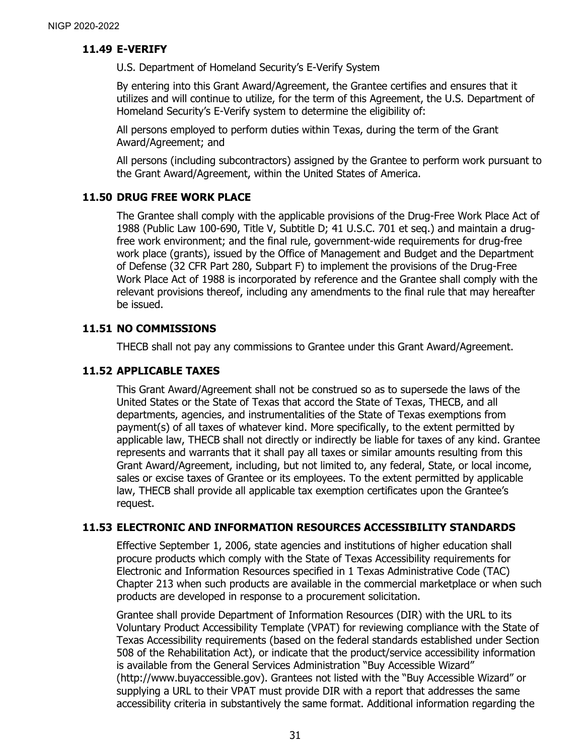### 11.49 E-VERIFY

U.S. Department of Homeland Security's E-Verify System

By entering into this Grant Award/Agreement, the Grantee certifies and ensures that it utilizes and will continue to utilize, for the term of this Agreement, the U.S. Department of Homeland Security's E-Verify system to determine the eligibility of:

All persons employed to perform duties within Texas, during the term of the Grant Award/Agreement; and

All persons (including subcontractors) assigned by the Grantee to perform work pursuant to the Grant Award/Agreement, within the United States of America.

### 11.50 DRUG FREE WORK PLACE

The Grantee shall comply with the applicable provisions of the Drug-Free Work Place Act of 1988 (Public Law 100-690, Title V, Subtitle D; 41 U.S.C. 701 et seq.) and maintain a drug-free work environment; and the final rule, government-wide requirements for drug-free work place (grants), issued by the Office of Management and Budget and the Department of Defense (32 CFR Part 280, Subpart F) to implement the provisions of the Drug-Free Work Place Act of 1988 is incorporated by reference and the Grantee shall comply with the relevant provisions thereof, including any amendments to the final rule that may hereafter be issued.

### 11.51 NO COMMISSIONS

THECB shall not pay any commissions to Grantee under this Grant Award/Agreement.

### 11.52 APPLICABLE TAXES

This Grant Award/Agreement shall not be construed so as to supersede the laws of the United States or the State of Texas that accord the State of Texas, THECB, and all departments, agencies, and instrumentalities of the State of Texas exemptions from payment(s) of all taxes of whatever kind. More specifically, to the extent permitted by applicable law, THECB shall not directly or indirectly be liable for taxes of any kind. Grantee represents and warrants that it shall pay all taxes or similar amounts resulting from this Grant Award/Agreement, including, but not limited to, any federal, State, or local income, sales or excise taxes of Grantee or its employees. To the extent permitted by applicable law, THECB shall provide all applicable tax exemption certificates upon the Grantee's request.

### 11.53 ELECTRONIC AND INFORMATION RESOURCES ACCESSIBILITY STANDARDS

Effective September 1, 2006, state agencies and institutions of higher education shall procure products which comply with the State of Texas Accessibility requirements for Electronic and Information Resources specified in 1 Texas Administrative Code (TAC) Chapter 213 when such products are available in the commercial marketplace or when such products are developed in response to a procurement solicitation.

Grantee shall provide Department of Information Resources (DIR) with the URL to its Voluntary Product Accessibility Template (VPAT) for reviewing compliance with the State of Texas Accessibility requirements (based on the federal standards established under Section 508 of the Rehabilitation Act), or indicate that the product/service accessibility information is available from the General Services Administration "Buy Accessible Wizard" (http://www.buyaccessible.gov). Grantees not listed with the "Buy Accessible Wizard" or supplying a URL to their VPAT must provide DIR with a report that addresses the same accessibility criteria in substantively the same format. Additional information regarding the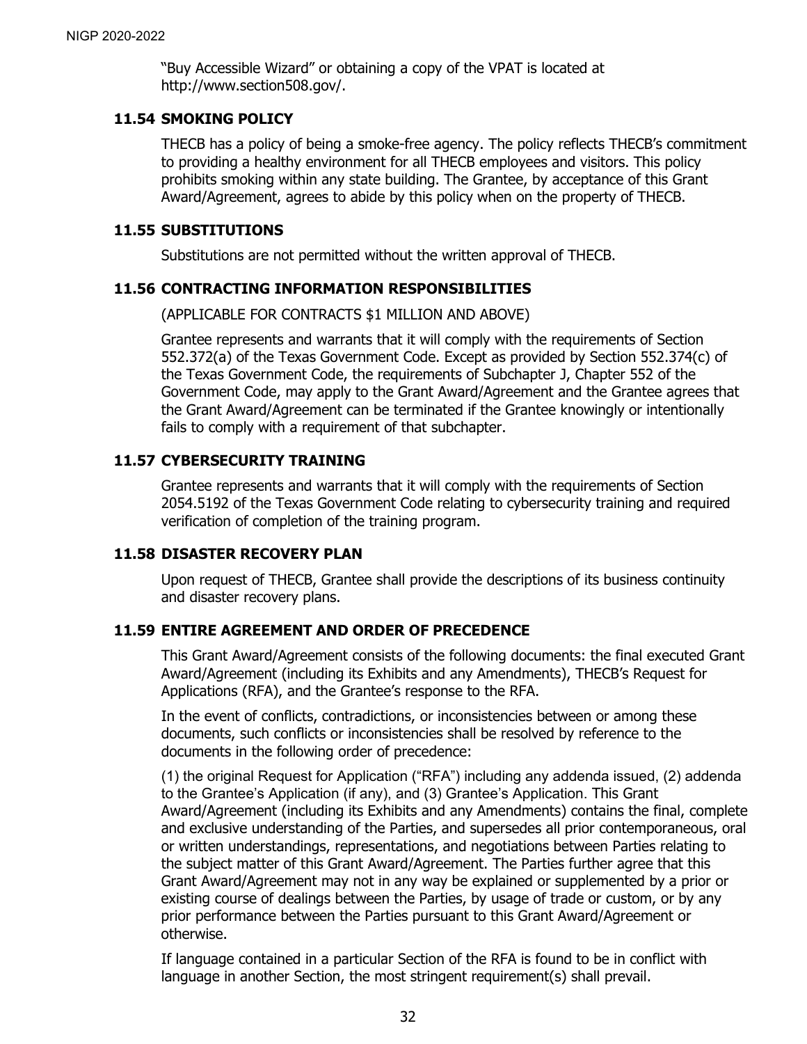"Buy Accessible Wizard" or obtaining a copy of the VPAT is located at http://www.section508.gov/.

### 11.54 SMOKING POLICY

THECB has a policy of being a smoke-free agency. The policy reflects THECB's commitment to providing a healthy environment for all THECB employees and visitors. This policy prohibits smoking within any state building. The Grantee, by acceptance of this Grant Award/Agreement, agrees to abide by this policy when on the property of THECB.

### 11.55 SUBSTITUTIONS

Substitutions are not permitted without the written approval of THECB.

### 11.56 CONTRACTING INFORMATION RESPONSIBILITIES

(APPLICABLE FOR CONTRACTS $1 MILLION AND ABOVE)

Grantee represents and warrants that it will comply with the requirements of Section 552.372(a) of the Texas Government Code. Except as provided by Section 552.374(c) of the Texas Government Code, the requirements of Subchapter J, Chapter 552 of the Government Code, may apply to the Grant Award/Agreement and the Grantee agrees that the Grant Award/Agreement can be terminated if the Grantee knowingly or intentionally fails to comply with a requirement of that subchapter.

### 11.57 CYBERSECURITY TRAINING

Grantee represents and warrants that it will comply with the requirements of Section 2054.5192 of the Texas Government Code relating to cybersecurity training and required verification of completion of the training program.

### 11.58 DISASTER RECOVERY PLAN

Upon request of THECB, Grantee shall provide the descriptions of its business continuity and disaster recovery plans.

### 11.59 ENTIRE AGREEMENT AND ORDER OF PRECEDENCE

This Grant Award/Agreement consists of the following documents: the final executed Grant Award/Agreement (including its Exhibits and any Amendments), THECB's Request for Applications (RFA), and the Grantee's response to the RFA.

In the event of conflicts, contradictions, or inconsistencies between or among these documents, such conflicts or inconsistencies shall be resolved by reference to the documents in the following order of precedence:

(1) the original Request for Application ("RFA") including any addenda issued, (2) addenda to the Grantee's Application (if any), and (3) Grantee's Application. This Grant Award/Agreement (including its Exhibits and any Amendments) contains the final, complete and exclusive understanding of the Parties, and supersedes all prior contemporaneous, oral or written understandings, representations, and negotiations between Parties relating to the subject matter of this Grant Award/Agreement. The Parties further agree that this Grant Award/Agreement may not in any way be explained or supplemented by a prior or existing course of dealings between the Parties, by usage of trade or custom, or by any prior performance between the Parties pursuant to this Grant Award/Agreement or otherwise.

If language contained in a particular Section of the RFA is found to be in conflict with language in another Section, the most stringent requirement(s) shall prevail.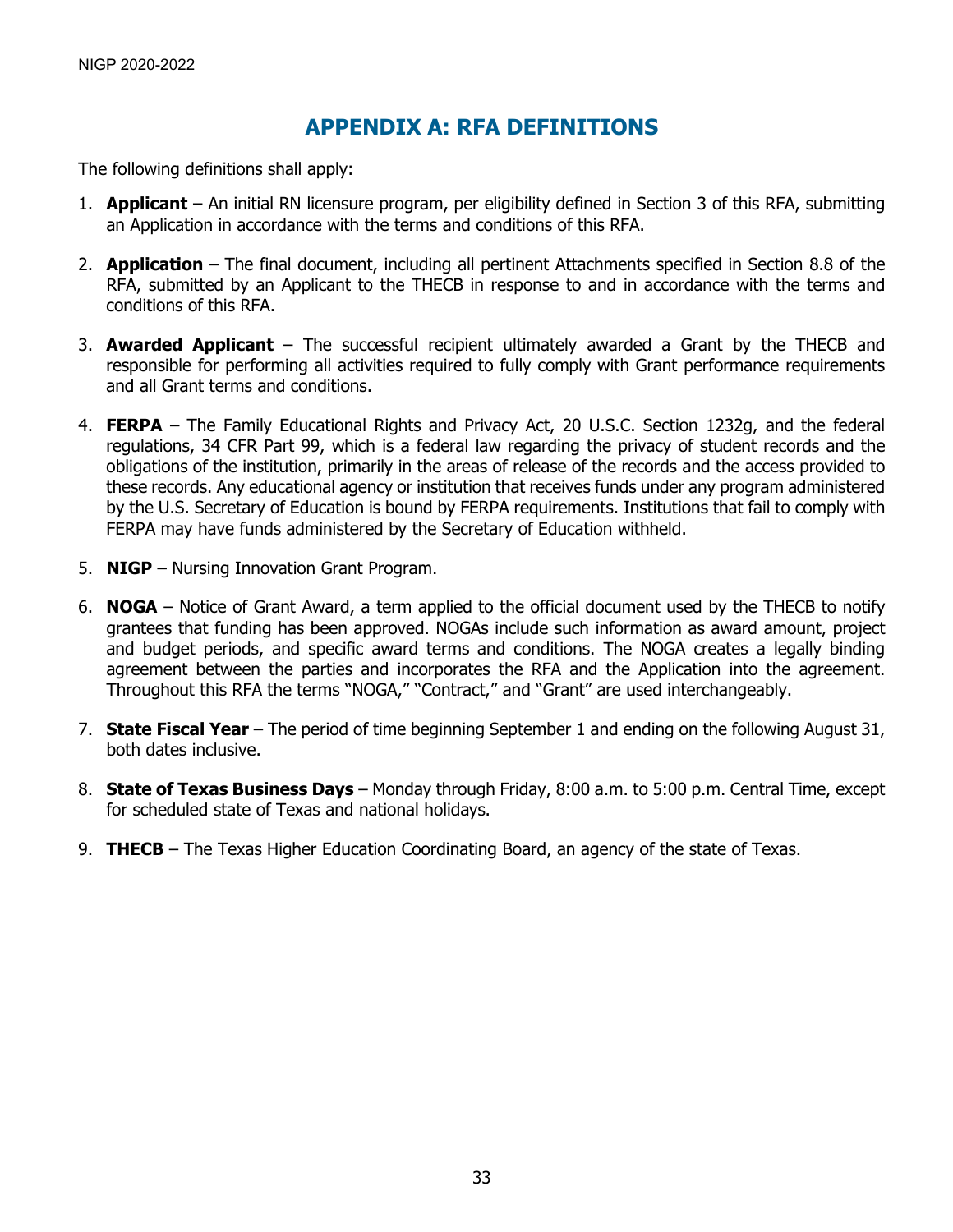# APPENDIX A: RFA DEFINITIONS

The following definitions shall apply:

1. **Applicant** – An initial RN licensure program, per eligibility defined in Section 3 of this RFA, submitting an Application in accordance with the terms and conditions of this RFA.

2. **Application** – The final document, including all pertinent Attachments specified in Section 8.8 of the RFA, submitted by an Applicant to the THECB in response to and in accordance with the terms and conditions of this RFA.

3. **Awarded Applicant** – The successful recipient ultimately awarded a Grant by the THECB and responsible for performing all activities required to fully comply with Grant performance requirements and all Grant terms and conditions.

4. **FERPA** – The Family Educational Rights and Privacy Act, 20 U.S.C. Section 1232g, and the federal regulations, 34 CFR Part 99, which is a federal law regarding the privacy of student records and the obligations of the institution, primarily in the areas of release of the records and the access provided to these records. Any educational agency or institution that receives funds under any program administered by the U.S. Secretary of Education is bound by FERPA requirements. Institutions that fail to comply with FERPA may have funds administered by the Secretary of Education withheld.

5. **NIGP** – Nursing Innovation Grant Program.

6. **NOGA** – Notice of Grant Award, a term applied to the official document used by the THECB to notify grantees that funding has been approved. NOGAs include such information as award amount, project and budget periods, and specific award terms and conditions. The NOGA creates a legally binding agreement between the parties and incorporates the RFA and the Application into the agreement. Throughout this RFA the terms "NOGA," "Contract," and "Grant" are used interchangeably.

7. **State Fiscal Year** – The period of time beginning September 1 and ending on the following August 31, both dates inclusive.

8. **State of Texas Business Days** – Monday through Friday, 8:00 a.m. to 5:00 p.m. Central Time, except for scheduled state of Texas and national holidays.

9. **THECB** – The Texas Higher Education Coordinating Board, an agency of the state of Texas.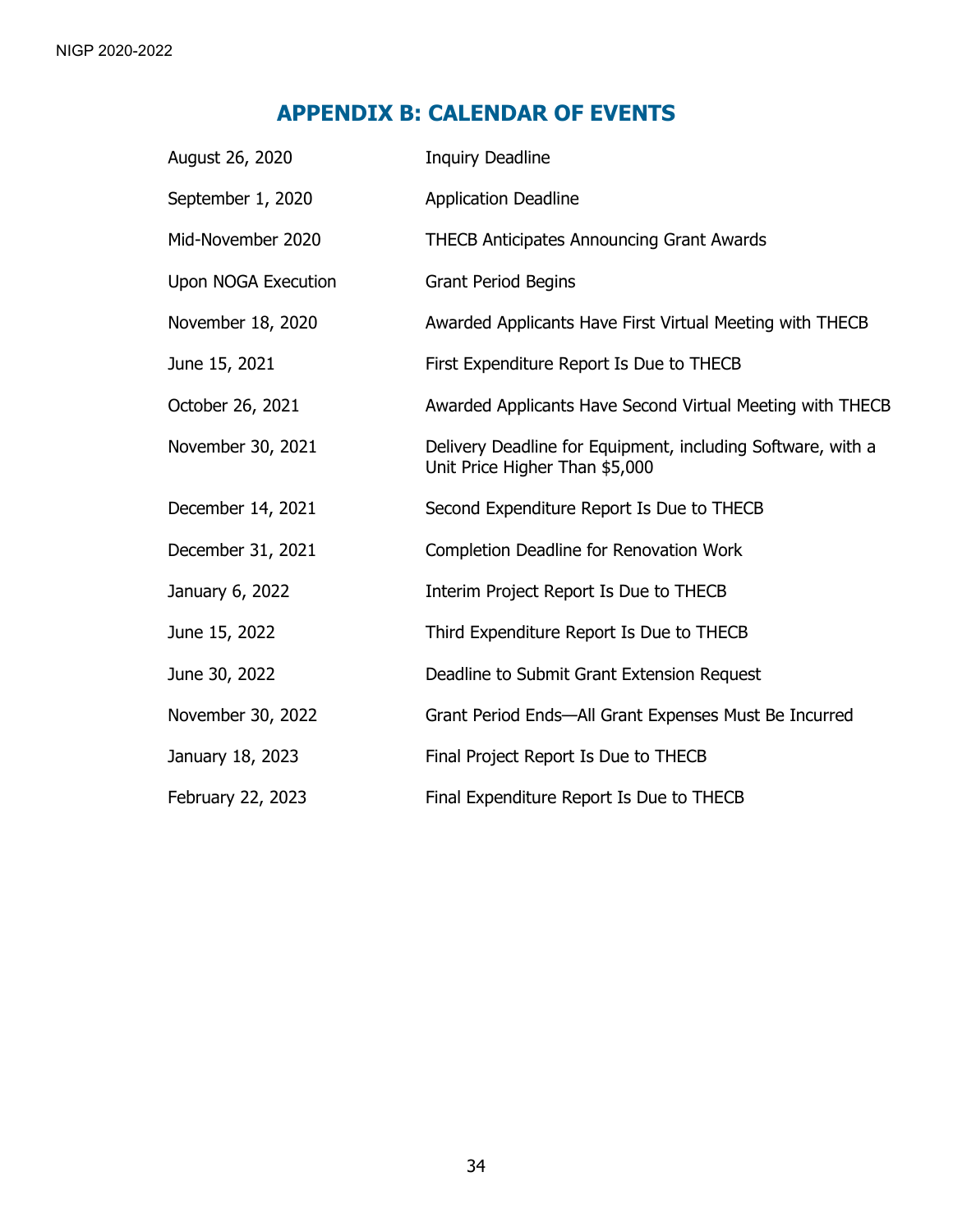# APPENDIX B: CALENDAR OF EVENTS

| | |
|---|---|
| August 26, 2020 | Inquiry Deadline |
| September 1, 2020 | Application Deadline |
| Mid-November 2020 | THECB Anticipates Announcing Grant Awards |
| Upon NOGA Execution | Grant Period Begins |
| November 18, 2020 | Awarded Applicants Have First Virtual Meeting with THECB |
| June 15, 2021 | First Expenditure Report Is Due to THECB |
| October 26, 2021 | Awarded Applicants Have Second Virtual Meeting with THECB |
| November 30, 2021 | Delivery Deadline for Equipment, including Software, with a Unit Price Higher Than $5,000 |
| December 14, 2021 | Second Expenditure Report Is Due to THECB |
| December 31, 2021 | Completion Deadline for Renovation Work |
| January 6, 2022 | Interim Project Report Is Due to THECB |
| June 15, 2022 | Third Expenditure Report Is Due to THECB |
| June 30, 2022 | Deadline to Submit Grant Extension Request |
| November 30, 2022 | Grant Period Ends—All Grant Expenses Must Be Incurred |
| January 18, 2023 | Final Project Report Is Due to THECB |
| February 22, 2023 | Final Expenditure Report Is Due to THECB |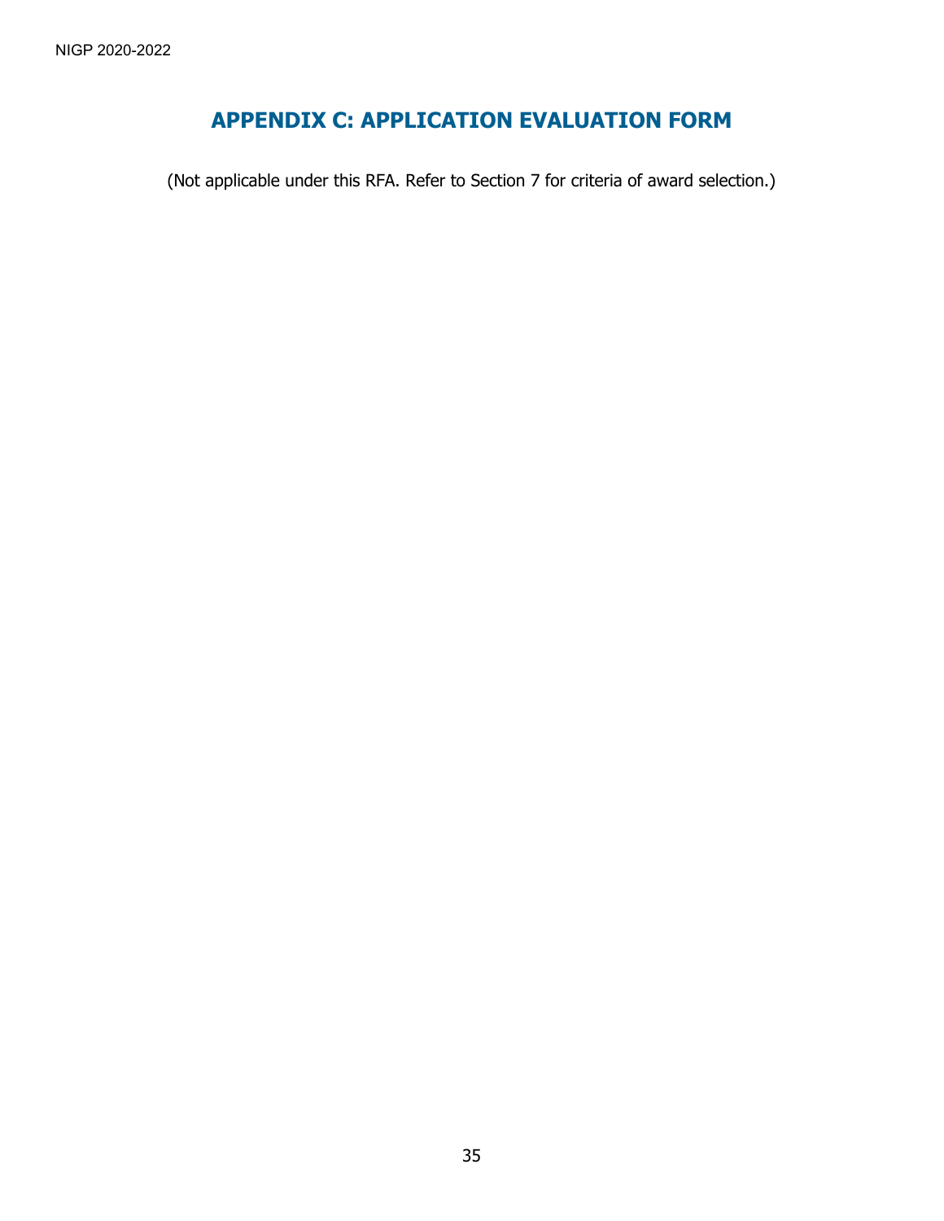# APPENDIX C: APPLICATION EVALUATION FORM

(Not applicable under this RFA. Refer to Section 7 for criteria of award selection.)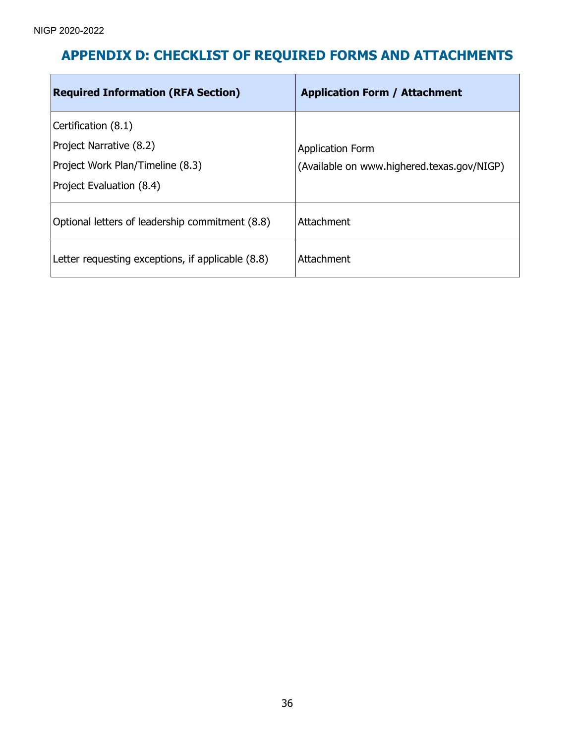# APPENDIX D: CHECKLIST OF REQUIRED FORMS AND ATTACHMENTS

| Required Information (RFA Section) | Application Form / Attachment |
|---|---|
| Certification (8.1)<br>Project Narrative (8.2)<br>Project Work Plan/Timeline (8.3)<br>Project Evaluation (8.4) | Application Form<br>(Available on www.highered.texas.gov/NIGP) |
| Optional letters of leadership commitment (8.8) | Attachment |
| Letter requesting exceptions, if applicable (8.8) | Attachment |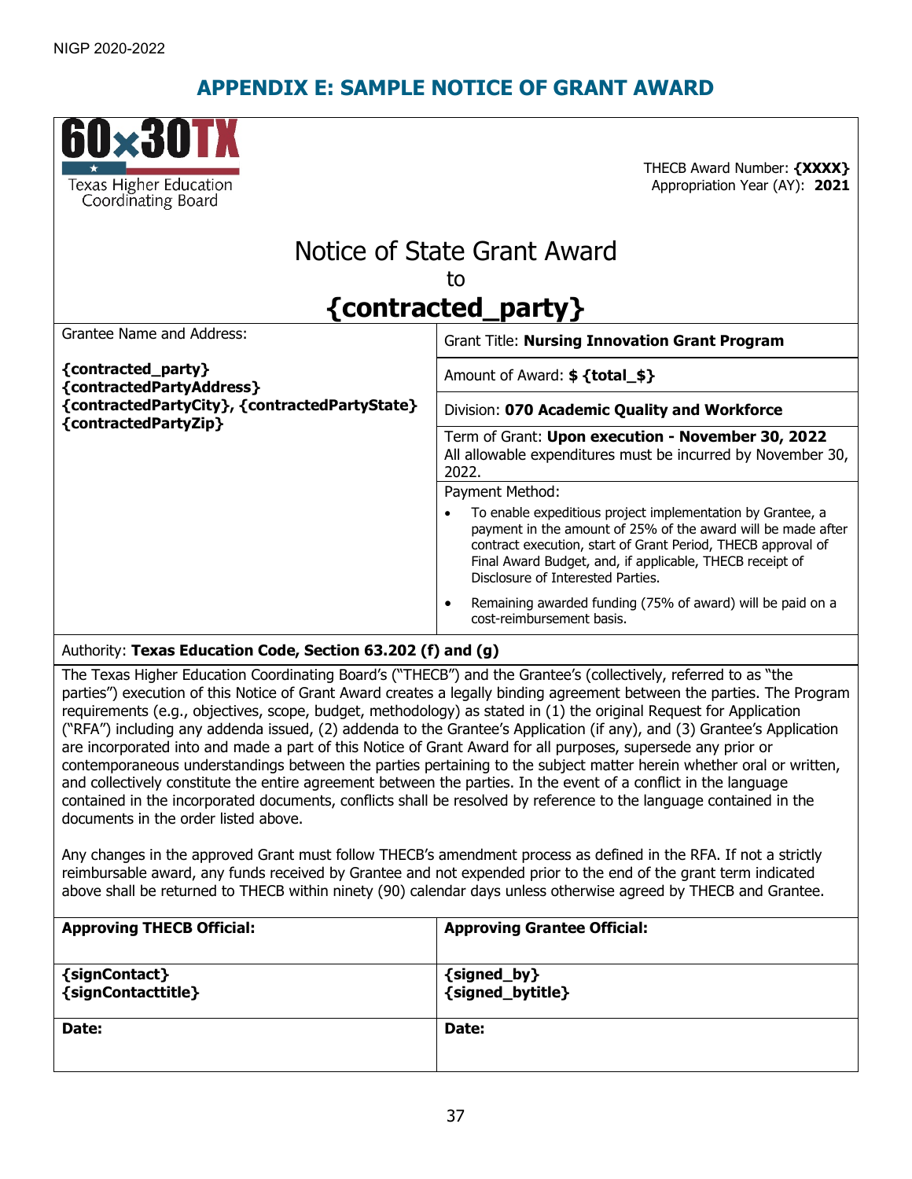NIGP 2020-2022

## APPENDIX E: SAMPLE NOTICE OF GRANT AWARD

60×30TX
Texas Higher Education Coordinating Board

THECB Award Number: **{XXXX}**
Appropriation Year (AY): **2021**

# Notice of State Grant Award
to
## {contracted_party}

| | |
|---|---|
| Grantee Name and Address:<br><br>**{contracted_party}**<br>**{contractedPartyAddress}**<br>**{contractedPartyCity}, {contractedPartyState}**<br>**{contractedPartyZip}** | Grant Title: **Nursing Innovation Grant Program** |
| | Amount of Award: **$ {total_$}** |
| | Division: **070 Academic Quality and Workforce** |
| | Term of Grant: **Upon execution - November 30, 2022**<br>All allowable expenditures must be incurred by November 30, 2022. |
| | Payment Method:<br>• To enable expeditious project implementation by Grantee, a payment in the amount of 25% of the award will be made after contract execution, start of Grant Period, THECB approval of Final Award Budget, and, if applicable, THECB receipt of Disclosure of Interested Parties.<br>• Remaining awarded funding (75% of award) will be paid on a cost-reimbursement basis. |

Authority: **Texas Education Code, Section 63.202 (f) and (g)**

The Texas Higher Education Coordinating Board's ("THECB") and the Grantee's (collectively, referred to as "the parties") execution of this Notice of Grant Award creates a legally binding agreement between the parties. The Program requirements (e.g., objectives, scope, budget, methodology) as stated in (1) the original Request for Application ("RFA") including any addenda issued, (2) addenda to the Grantee's Application (if any), and (3) Grantee's Application are incorporated into and made a part of this Notice of Grant Award for all purposes, supersede any prior or contemporaneous understandings between the parties pertaining to the subject matter herein whether oral or written, and collectively constitute the entire agreement between the parties. In the event of a conflict in the language contained in the incorporated documents, conflicts shall be resolved by reference to the language contained in the documents in the order listed above.

Any changes in the approved Grant must follow THECB's amendment process as defined in the RFA. If not a strictly reimbursable award, any funds received by Grantee and not expended prior to the end of the grant term indicated above shall be returned to THECB within ninety (90) calendar days unless otherwise agreed by THECB and Grantee.

| **Approving THECB Official:** | **Approving Grantee Official:** |
|---|---|
| **{signContact}**<br>**{signContacttitle}** | **{signed_by}**<br>**{signed_bytitle}** |
| **Date:** | **Date:** |